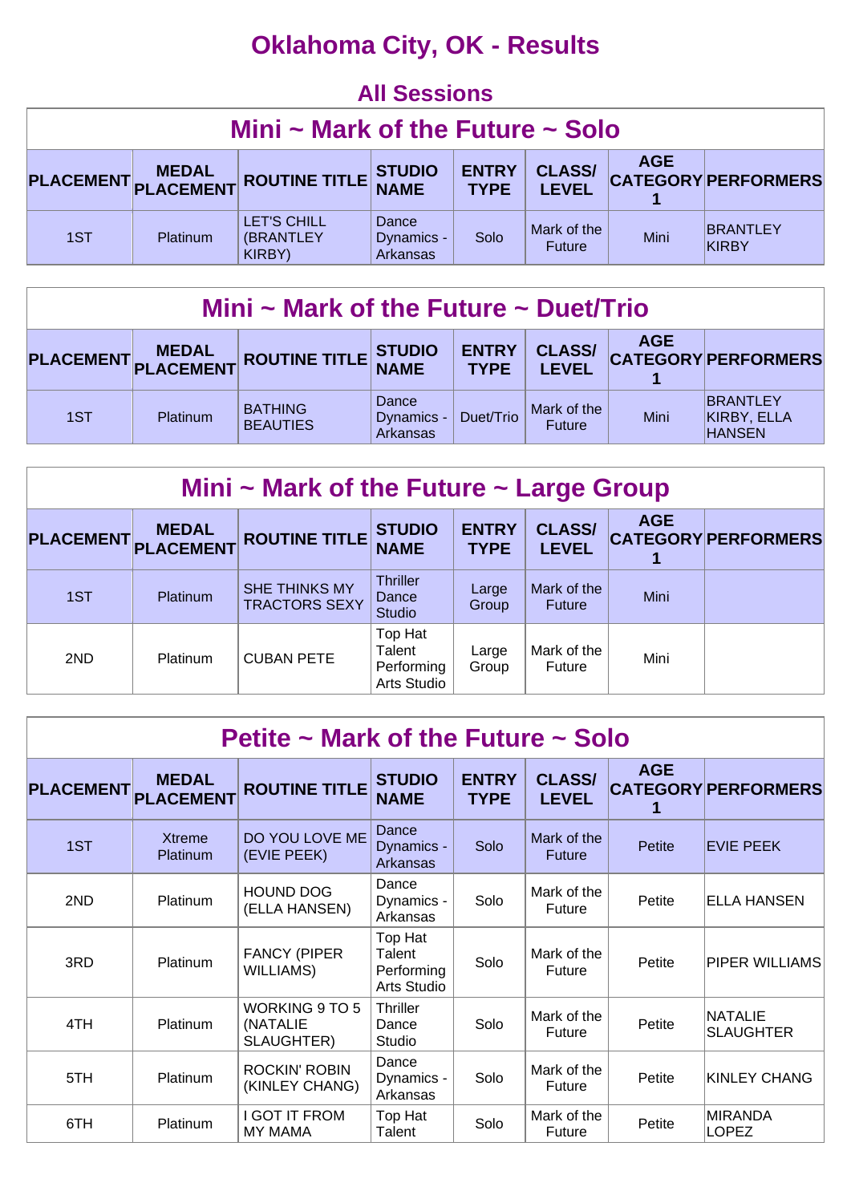# Oklahoma City, OK - Results

## All Sessions

### Mini ~ Mark of the Future ~ Solo

| PLACEMENT | MEDAL PLACEMENT | ROUTINE TITLE | STUDIO NAME | ENTRY TYPE | CLASS/ LEVEL | AGE CATEGORY 1 | PERFORMERS |
|---|---|---|---|---|---|---|---|
| 1ST | Platinum | LET'S CHILL (BRANTLEY KIRBY) | Dance Dynamics - Arkansas | Solo | Mark of the Future | Mini | BRANTLEY KIRBY |

### Mini ~ Mark of the Future ~ Duet/Trio

| PLACEMENT | MEDAL PLACEMENT | ROUTINE TITLE | STUDIO NAME | ENTRY TYPE | CLASS/ LEVEL | AGE CATEGORY 1 | PERFORMERS |
|---|---|---|---|---|---|---|---|
| 1ST | Platinum | BATHING BEAUTIES | Dance Dynamics - Arkansas | Duet/Trio | Mark of the Future | Mini | BRANTLEY KIRBY, ELLA HANSEN |

### Mini ~ Mark of the Future ~ Large Group

| PLACEMENT | MEDAL PLACEMENT | ROUTINE TITLE | STUDIO NAME | ENTRY TYPE | CLASS/ LEVEL | AGE CATEGORY 1 | PERFORMERS |
|---|---|---|---|---|---|---|---|
| 1ST | Platinum | SHE THINKS MY TRACTORS SEXY | Thriller Dance Studio | Large Group | Mark of the Future | Mini | |
| 2ND | Platinum | CUBAN PETE | Top Hat Talent Performing Arts Studio | Large Group | Mark of the Future | Mini | |

### Petite ~ Mark of the Future ~ Solo

| PLACEMENT | MEDAL PLACEMENT | ROUTINE TITLE | STUDIO NAME | ENTRY TYPE | CLASS/ LEVEL | AGE CATEGORY 1 | PERFORMERS |
|---|---|---|---|---|---|---|---|
| 1ST | Xtreme Platinum | DO YOU LOVE ME (EVIE PEEK) | Dance Dynamics - Arkansas | Solo | Mark of the Future | Petite | EVIE PEEK |
| 2ND | Platinum | HOUND DOG (ELLA HANSEN) | Dance Dynamics - Arkansas | Solo | Mark of the Future | Petite | ELLA HANSEN |
| 3RD | Platinum | FANCY (PIPER WILLIAMS) | Top Hat Talent Performing Arts Studio | Solo | Mark of the Future | Petite | PIPER WILLIAMS |
| 4TH | Platinum | WORKING 9 TO 5 (NATALIE SLAUGHTER) | Thriller Dance Studio | Solo | Mark of the Future | Petite | NATALIE SLAUGHTER |
| 5TH | Platinum | ROCKIN' ROBIN (KINLEY CHANG) | Dance Dynamics - Arkansas | Solo | Mark of the Future | Petite | KINLEY CHANG |
| 6TH | Platinum | I GOT IT FROM MY MAMA | Top Hat Talent | Solo | Mark of the Future | Petite | MIRANDA LOPEZ |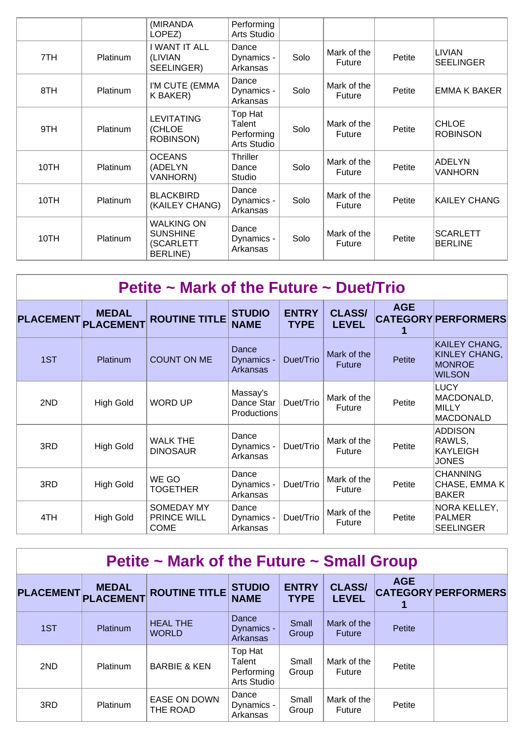| | | (MIRANDA LOPEZ) | Performing Arts Studio | | | | |
|---|---|---|---|---|---|---|---|
| 7TH | Platinum | I WANT IT ALL (LIVIAN SEELINGER) | Dance Dynamics - Arkansas | Solo | Mark of the Future | Petite | LIVIAN SEELINGER |
| 8TH | Platinum | I'M CUTE (EMMA K BAKER) | Dance Dynamics - Arkansas | Solo | Mark of the Future | Petite | EMMA K BAKER |
| 9TH | Platinum | LEVITATING (CHLOE ROBINSON) | Top Hat Talent Performing Arts Studio | Solo | Mark of the Future | Petite | CHLOE ROBINSON |
| 10TH | Platinum | OCEANS (ADELYN VANHORN) | Thriller Dance Studio | Solo | Mark of the Future | Petite | ADELYN VANHORN |
| 10TH | Platinum | BLACKBIRD (KAILEY CHANG) | Dance Dynamics - Arkansas | Solo | Mark of the Future | Petite | KAILEY CHANG |
| 10TH | Platinum | WALKING ON SUNSHINE (SCARLETT BERLINE) | Dance Dynamics - Arkansas | Solo | Mark of the Future | Petite | SCARLETT BERLINE |

## Petite ~ Mark of the Future ~ Duet/Trio

| PLACEMENT | MEDAL PLACEMENT | ROUTINE TITLE | STUDIO NAME | ENTRY TYPE | CLASS/ LEVEL | AGE CATEGORY 1 | PERFORMERS |
|---|---|---|---|---|---|---|---|
| 1ST | Platinum | COUNT ON ME | Dance Dynamics - Arkansas | Duet/Trio | Mark of the Future | Petite | KAILEY CHANG, KINLEY CHANG, MONROE WILSON |
| 2ND | High Gold | WORD UP | Massay's Dance Star Productions | Duet/Trio | Mark of the Future | Petite | LUCY MACDONALD, MILLY MACDONALD |
| 3RD | High Gold | WALK THE DINOSAUR | Dance Dynamics - Arkansas | Duet/Trio | Mark of the Future | Petite | ADDISON RAWLS, KAYLEIGH JONES |
| 3RD | High Gold | WE GO TOGETHER | Dance Dynamics - Arkansas | Duet/Trio | Mark of the Future | Petite | CHANNING CHASE, EMMA K BAKER |
| 4TH | High Gold | SOMEDAY MY PRINCE WILL COME | Dance Dynamics - Arkansas | Duet/Trio | Mark of the Future | Petite | NORA KELLEY, PALMER SEELINGER |

## Petite ~ Mark of the Future ~ Small Group

| PLACEMENT | MEDAL PLACEMENT | ROUTINE TITLE | STUDIO NAME | ENTRY TYPE | CLASS/ LEVEL | AGE CATEGORY 1 | PERFORMERS |
|---|---|---|---|---|---|---|---|
| 1ST | Platinum | HEAL THE WORLD | Dance Dynamics - Arkansas | Small Group | Mark of the Future | Petite | |
| 2ND | Platinum | BARBIE & KEN | Top Hat Talent Performing Arts Studio | Small Group | Mark of the Future | Petite | |
| 3RD | Platinum | EASE ON DOWN THE ROAD | Dance Dynamics - Arkansas | Small Group | Mark of the Future | Petite | |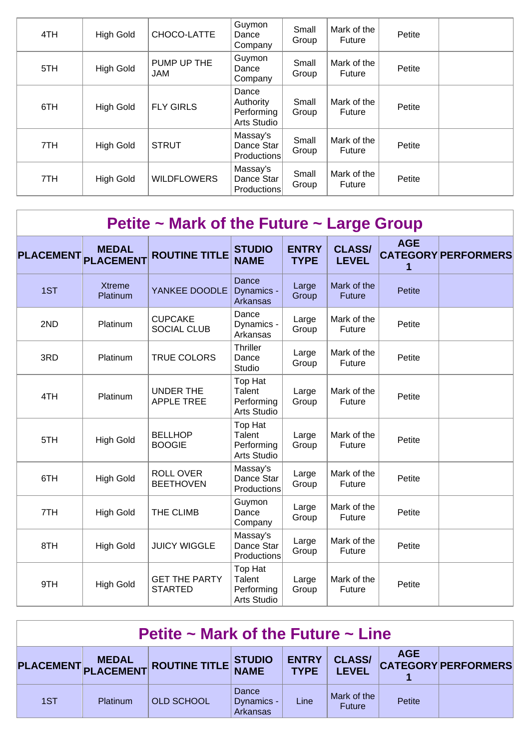| 4TH | High Gold | CHOCO-LATTE | Guymon Dance Company | Small Group | Mark of the Future | Petite | |
|---|---|---|---|---|---|---|---|
| 5TH | High Gold | PUMP UP THE JAM | Guymon Dance Company | Small Group | Mark of the Future | Petite | |
| 6TH | High Gold | FLY GIRLS | Dance Authority Performing Arts Studio | Small Group | Mark of the Future | Petite | |
| 7TH | High Gold | STRUT | Massay's Dance Star Productions | Small Group | Mark of the Future | Petite | |
| 7TH | High Gold | WILDFLOWERS | Massay's Dance Star Productions | Small Group | Mark of the Future | Petite | |

## Petite ~ Mark of the Future ~ Large Group

| PLACEMENT | MEDAL PLACEMENT | ROUTINE TITLE | STUDIO NAME | ENTRY TYPE | CLASS/ LEVEL | AGE CATEGORY 1 | PERFORMERS |
|---|---|---|---|---|---|---|---|
| 1ST | Xtreme Platinum | YANKEE DOODLE | Dance Dynamics - Arkansas | Large Group | Mark of the Future | Petite | |
| 2ND | Platinum | CUPCAKE SOCIAL CLUB | Dance Dynamics - Arkansas | Large Group | Mark of the Future | Petite | |
| 3RD | Platinum | TRUE COLORS | Thriller Dance Studio | Large Group | Mark of the Future | Petite | |
| 4TH | Platinum | UNDER THE APPLE TREE | Top Hat Talent Performing Arts Studio | Large Group | Mark of the Future | Petite | |
| 5TH | High Gold | BELLHOP BOOGIE | Top Hat Talent Performing Arts Studio | Large Group | Mark of the Future | Petite | |
| 6TH | High Gold | ROLL OVER BEETHOVEN | Massay's Dance Star Productions | Large Group | Mark of the Future | Petite | |
| 7TH | High Gold | THE CLIMB | Guymon Dance Company | Large Group | Mark of the Future | Petite | |
| 8TH | High Gold | JUICY WIGGLE | Massay's Dance Star Productions | Large Group | Mark of the Future | Petite | |
| 9TH | High Gold | GET THE PARTY STARTED | Top Hat Talent Performing Arts Studio | Large Group | Mark of the Future | Petite | |

## Petite ~ Mark of the Future ~ Line

| PLACEMENT | MEDAL PLACEMENT | ROUTINE TITLE | STUDIO NAME | ENTRY TYPE | CLASS/ LEVEL | AGE CATEGORY 1 | PERFORMERS |
|---|---|---|---|---|---|---|---|
| 1ST | Platinum | OLD SCHOOL | Dance Dynamics - Arkansas | Line | Mark of the Future | Petite | |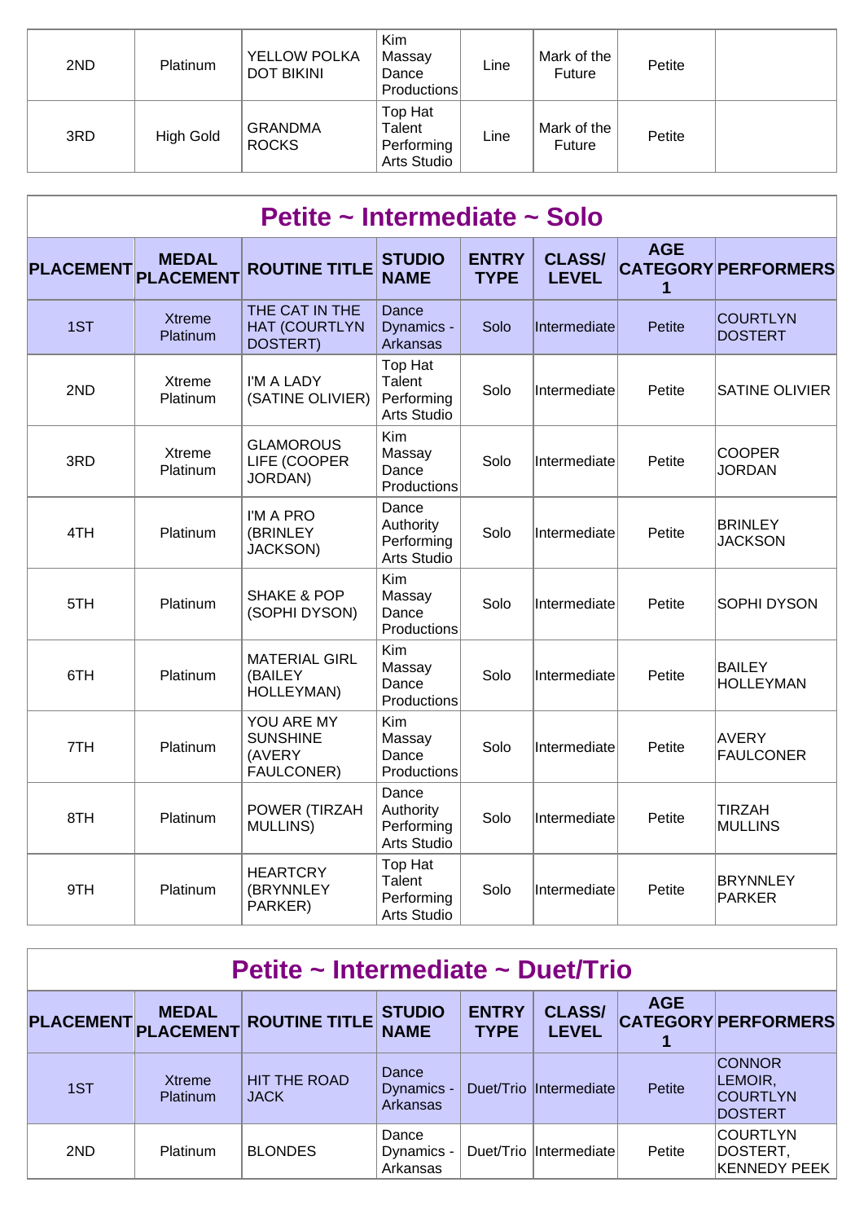| | | | | | | | |
|---|---|---|---|---|---|---|---|
| 2ND | Platinum | YELLOW POLKA DOT BIKINI | Kim Massay Dance Productions | Line | Mark of the Future | Petite | |
| 3RD | High Gold | GRANDMA ROCKS | Top Hat Talent Performing Arts Studio | Line | Mark of the Future | Petite | |

## Petite ~ Intermediate ~ Solo

| PLACEMENT | MEDAL PLACEMENT | ROUTINE TITLE | STUDIO NAME | ENTRY TYPE | CLASS/ LEVEL | AGE CATEGORY 1 | PERFORMERS |
|---|---|---|---|---|---|---|---|
| 1ST | Xtreme Platinum | THE CAT IN THE HAT (COURTLYN DOSTERT) | Dance Dynamics - Arkansas | Solo | Intermediate | Petite | COURTLYN DOSTERT |
| 2ND | Xtreme Platinum | I'M A LADY (SATINE OLIVIER) | Top Hat Talent Performing Arts Studio | Solo | Intermediate | Petite | SATINE OLIVIER |
| 3RD | Xtreme Platinum | GLAMOROUS LIFE (COOPER JORDAN) | Kim Massay Dance Productions | Solo | Intermediate | Petite | COOPER JORDAN |
| 4TH | Platinum | I'M A PRO (BRINLEY JACKSON) | Dance Authority Performing Arts Studio | Solo | Intermediate | Petite | BRINLEY JACKSON |
| 5TH | Platinum | SHAKE & POP (SOPHI DYSON) | Kim Massay Dance Productions | Solo | Intermediate | Petite | SOPHI DYSON |
| 6TH | Platinum | MATERIAL GIRL (BAILEY HOLLEYMAN) | Kim Massay Dance Productions | Solo | Intermediate | Petite | BAILEY HOLLEYMAN |
| 7TH | Platinum | YOU ARE MY SUNSHINE (AVERY FAULCONER) | Kim Massay Dance Productions | Solo | Intermediate | Petite | AVERY FAULCONER |
| 8TH | Platinum | POWER (TIRZAH MULLINS) | Dance Authority Performing Arts Studio | Solo | Intermediate | Petite | TIRZAH MULLINS |
| 9TH | Platinum | HEARTCRY (BRYNNLEY PARKER) | Top Hat Talent Performing Arts Studio | Solo | Intermediate | Petite | BRYNNLEY PARKER |

## Petite ~ Intermediate ~ Duet/Trio

| PLACEMENT | MEDAL PLACEMENT | ROUTINE TITLE | STUDIO NAME | ENTRY TYPE | CLASS/ LEVEL | AGE CATEGORY 1 | PERFORMERS |
|---|---|---|---|---|---|---|---|
| 1ST | Xtreme Platinum | HIT THE ROAD JACK | Dance Dynamics - Arkansas | Duet/Trio | Intermediate | Petite | CONNOR LEMOIR, COURTLYN DOSTERT |
| 2ND | Platinum | BLONDES | Dance Dynamics - Arkansas | Duet/Trio | Intermediate | Petite | COURTLYN DOSTERT, KENNEDY PEEK |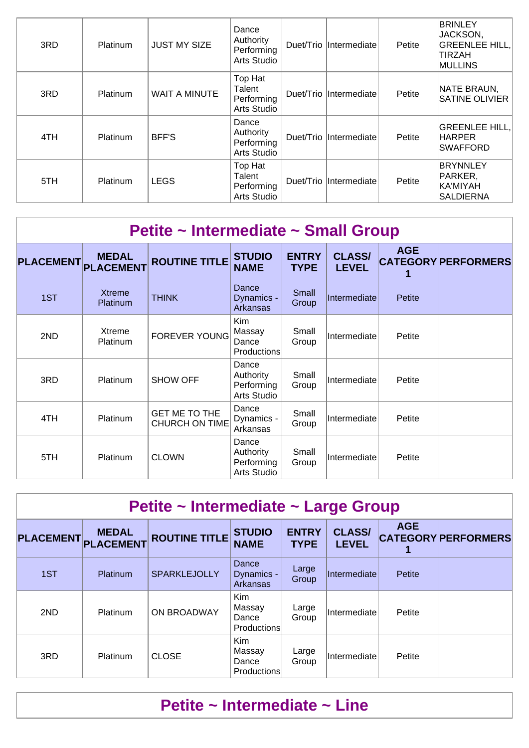| | | | | | | | |
|---|---|---|---|---|---|---|---|
| 3RD | Platinum | JUST MY SIZE | Dance Authority Performing Arts Studio | Duet/Trio | Intermediate | Petite | BRINLEY JACKSON, GREENLEE HILL, TIRZAH MULLINS |
| 3RD | Platinum | WAIT A MINUTE | Top Hat Talent Performing Arts Studio | Duet/Trio | Intermediate | Petite | NATE BRAUN, SATINE OLIVIER |
| 4TH | Platinum | BFF'S | Dance Authority Performing Arts Studio | Duet/Trio | Intermediate | Petite | GREENLEE HILL, HARPER SWAFFORD |
| 5TH | Platinum | LEGS | Top Hat Talent Performing Arts Studio | Duet/Trio | Intermediate | Petite | BRYNNLEY PARKER, KA'MIYAH SALDIERNA |

## Petite ~ Intermediate ~ Small Group

| PLACEMENT | MEDAL PLACEMENT | ROUTINE TITLE | STUDIO NAME | ENTRY TYPE | CLASS/ LEVEL | AGE CATEGORY 1 | PERFORMERS |
|---|---|---|---|---|---|---|---|
| 1ST | Xtreme Platinum | THINK | Dance Dynamics - Arkansas | Small Group | Intermediate | Petite | |
| 2ND | Xtreme Platinum | FOREVER YOUNG | Kim Massay Dance Productions | Small Group | Intermediate | Petite | |
| 3RD | Platinum | SHOW OFF | Dance Authority Performing Arts Studio | Small Group | Intermediate | Petite | |
| 4TH | Platinum | GET ME TO THE CHURCH ON TIME | Dance Dynamics - Arkansas | Small Group | Intermediate | Petite | |
| 5TH | Platinum | CLOWN | Dance Authority Performing Arts Studio | Small Group | Intermediate | Petite | |

## Petite ~ Intermediate ~ Large Group

| PLACEMENT | MEDAL PLACEMENT | ROUTINE TITLE | STUDIO NAME | ENTRY TYPE | CLASS/ LEVEL | AGE CATEGORY 1 | PERFORMERS |
|---|---|---|---|---|---|---|---|
| 1ST | Platinum | SPARKLEJOLLY | Dance Dynamics - Arkansas | Large Group | Intermediate | Petite | |
| 2ND | Platinum | ON BROADWAY | Kim Massay Dance Productions | Large Group | Intermediate | Petite | |
| 3RD | Platinum | CLOSE | Kim Massay Dance Productions | Large Group | Intermediate | Petite | |

## Petite ~ Intermediate ~ Line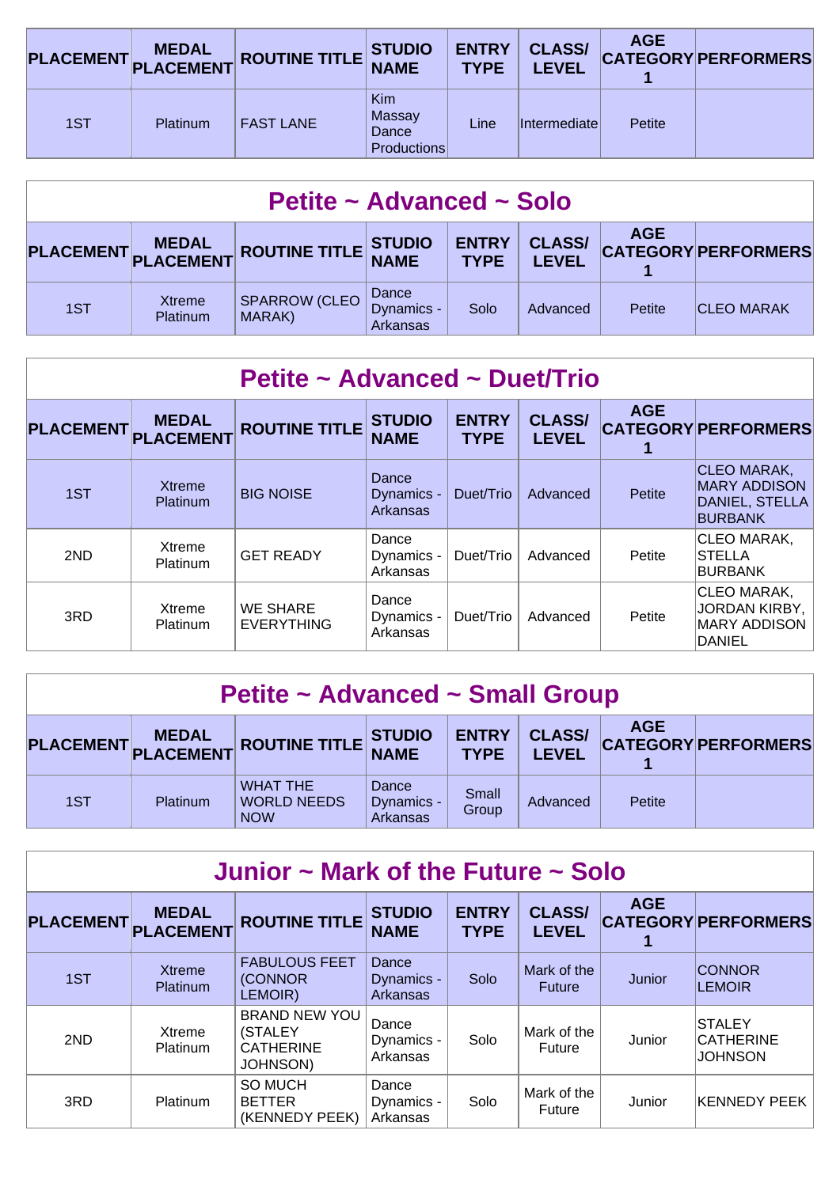| PLACEMENT | MEDAL PLACEMENT | ROUTINE TITLE | STUDIO NAME | ENTRY TYPE | CLASS/ LEVEL | AGE CATEGORY 1 | PERFORMERS |
|---|---|---|---|---|---|---|---|
| 1ST | Platinum | FAST LANE | Kim Massay Dance Productions | Line | Intermediate | Petite | |

## Petite ~ Advanced ~ Solo

| PLACEMENT | MEDAL PLACEMENT | ROUTINE TITLE | STUDIO NAME | ENTRY TYPE | CLASS/ LEVEL | AGE CATEGORY 1 | PERFORMERS |
|---|---|---|---|---|---|---|---|
| 1ST | Xtreme Platinum | SPARROW (CLEO MARAK) | Dance Dynamics - Arkansas | Solo | Advanced | Petite | CLEO MARAK |

## Petite ~ Advanced ~ Duet/Trio

| PLACEMENT | MEDAL PLACEMENT | ROUTINE TITLE | STUDIO NAME | ENTRY TYPE | CLASS/ LEVEL | AGE CATEGORY 1 | PERFORMERS |
|---|---|---|---|---|---|---|---|
| 1ST | Xtreme Platinum | BIG NOISE | Dance Dynamics - Arkansas | Duet/Trio | Advanced | Petite | CLEO MARAK, MARY ADDISON DANIEL, STELLA BURBANK |
| 2ND | Xtreme Platinum | GET READY | Dance Dynamics - Arkansas | Duet/Trio | Advanced | Petite | CLEO MARAK, STELLA BURBANK |
| 3RD | Xtreme Platinum | WE SHARE EVERYTHING | Dance Dynamics - Arkansas | Duet/Trio | Advanced | Petite | CLEO MARAK, JORDAN KIRBY, MARY ADDISON DANIEL |

## Petite ~ Advanced ~ Small Group

| PLACEMENT | MEDAL PLACEMENT | ROUTINE TITLE | STUDIO NAME | ENTRY TYPE | CLASS/ LEVEL | AGE CATEGORY 1 | PERFORMERS |
|---|---|---|---|---|---|---|---|
| 1ST | Platinum | WHAT THE WORLD NEEDS NOW | Dance Dynamics - Arkansas | Small Group | Advanced | Petite | |

## Junior ~ Mark of the Future ~ Solo

| PLACEMENT | MEDAL PLACEMENT | ROUTINE TITLE | STUDIO NAME | ENTRY TYPE | CLASS/ LEVEL | AGE CATEGORY 1 | PERFORMERS |
|---|---|---|---|---|---|---|---|
| 1ST | Xtreme Platinum | FABULOUS FEET (CONNOR LEMOIR) | Dance Dynamics - Arkansas | Solo | Mark of the Future | Junior | CONNOR LEMOIR |
| 2ND | Xtreme Platinum | BRAND NEW YOU (STALEY CATHERINE JOHNSON) | Dance Dynamics - Arkansas | Solo | Mark of the Future | Junior | STALEY CATHERINE JOHNSON |
| 3RD | Platinum | SO MUCH BETTER (KENNEDY PEEK) | Dance Dynamics - Arkansas | Solo | Mark of the Future | Junior | KENNEDY PEEK |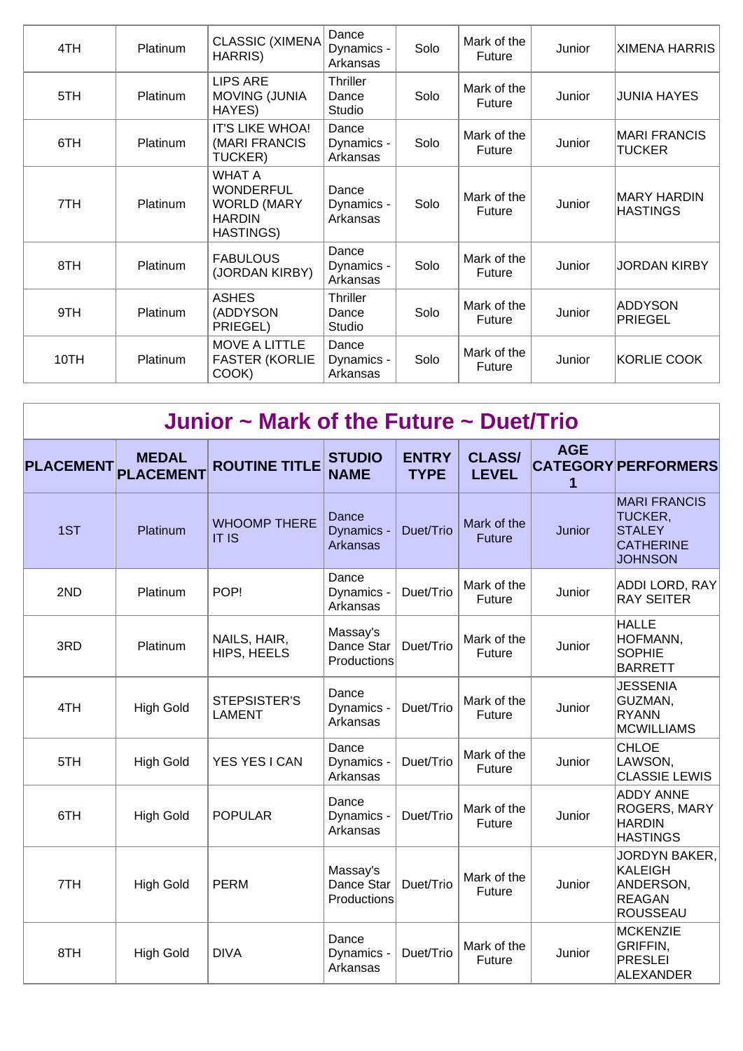| | | | | | | | |
|---|---|---|---|---|---|---|---|
| 4TH | Platinum | CLASSIC (XIMENA HARRIS) | Dance Dynamics - Arkansas | Solo | Mark of the Future | Junior | XIMENA HARRIS |
| 5TH | Platinum | LIPS ARE MOVING (JUNIA HAYES) | Thriller Dance Studio | Solo | Mark of the Future | Junior | JUNIA HAYES |
| 6TH | Platinum | IT'S LIKE WHOA! (MARI FRANCIS TUCKER) | Dance Dynamics - Arkansas | Solo | Mark of the Future | Junior | MARI FRANCIS TUCKER |
| 7TH | Platinum | WHAT A WONDERFUL WORLD (MARY HARDIN HASTINGS) | Dance Dynamics - Arkansas | Solo | Mark of the Future | Junior | MARY HARDIN HASTINGS |
| 8TH | Platinum | FABULOUS (JORDAN KIRBY) | Dance Dynamics - Arkansas | Solo | Mark of the Future | Junior | JORDAN KIRBY |
| 9TH | Platinum | ASHES (ADDYSON PRIEGEL) | Thriller Dance Studio | Solo | Mark of the Future | Junior | ADDYSON PRIEGEL |
| 10TH | Platinum | MOVE A LITTLE FASTER (KORLIE COOK) | Dance Dynamics - Arkansas | Solo | Mark of the Future | Junior | KORLIE COOK |

## Junior ~ Mark of the Future ~ Duet/Trio

| PLACEMENT | MEDAL PLACEMENT | ROUTINE TITLE | STUDIO NAME | ENTRY TYPE | CLASS/ LEVEL | AGE CATEGORY 1 | PERFORMERS |
|---|---|---|---|---|---|---|---|
| 1ST | Platinum | WHOOMP THERE IT IS | Dance Dynamics - Arkansas | Duet/Trio | Mark of the Future | Junior | MARI FRANCIS TUCKER, STALEY CATHERINE JOHNSON |
| 2ND | Platinum | POP! | Dance Dynamics - Arkansas | Duet/Trio | Mark of the Future | Junior | ADDI LORD, RAY RAY SEITER |
| 3RD | Platinum | NAILS, HAIR, HIPS, HEELS | Massay's Dance Star Productions | Duet/Trio | Mark of the Future | Junior | HALLE HOFMANN, SOPHIE BARRETT |
| 4TH | High Gold | STEPSISTER'S LAMENT | Dance Dynamics - Arkansas | Duet/Trio | Mark of the Future | Junior | JESSENIA GUZMAN, RYANN MCWILLIAMS |
| 5TH | High Gold | YES YES I CAN | Dance Dynamics - Arkansas | Duet/Trio | Mark of the Future | Junior | CHLOE LAWSON, CLASSIE LEWIS |
| 6TH | High Gold | POPULAR | Dance Dynamics - Arkansas | Duet/Trio | Mark of the Future | Junior | ADDY ANNE ROGERS, MARY HARDIN HASTINGS |
| 7TH | High Gold | PERM | Massay's Dance Star Productions | Duet/Trio | Mark of the Future | Junior | JORDYN BAKER, KALEIGH ANDERSON, REAGAN ROUSSEAU |
| 8TH | High Gold | DIVA | Dance Dynamics - Arkansas | Duet/Trio | Mark of the Future | Junior | MCKENZIE GRIFFIN, PRESLEI ALEXANDER |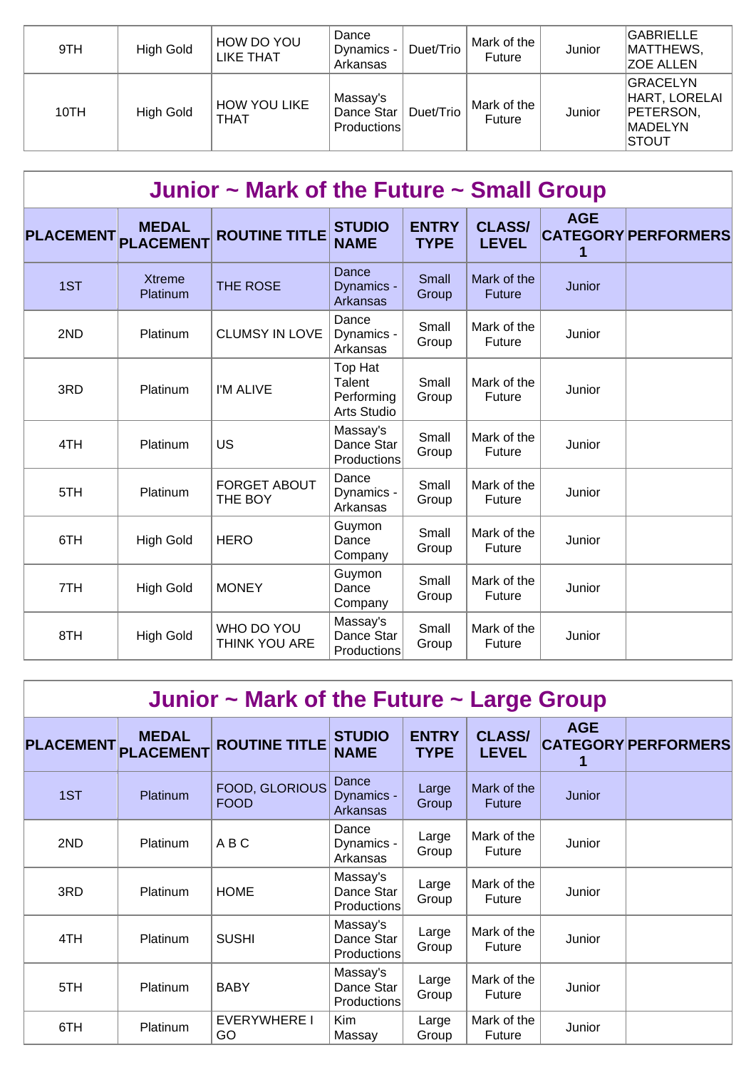| | | | | | | | |
|---|---|---|---|---|---|---|---|
| 9TH | High Gold | HOW DO YOU LIKE THAT | Dance Dynamics - Arkansas | Duet/Trio | Mark of the Future | Junior | GABRIELLE MATTHEWS, ZOE ALLEN |
| 10TH | High Gold | HOW YOU LIKE THAT | Massay's Dance Star Productions | Duet/Trio | Mark of the Future | Junior | GRACELYN HART, LORELAI PETERSON, MADELYN STOUT |

## Junior ~ Mark of the Future ~ Small Group

| PLACEMENT | MEDAL PLACEMENT | ROUTINE TITLE | STUDIO NAME | ENTRY TYPE | CLASS/ LEVEL | AGE CATEGORY 1 | PERFORMERS |
|---|---|---|---|---|---|---|---|
| 1ST | Xtreme Platinum | THE ROSE | Dance Dynamics - Arkansas | Small Group | Mark of the Future | Junior | |
| 2ND | Platinum | CLUMSY IN LOVE | Dance Dynamics - Arkansas | Small Group | Mark of the Future | Junior | |
| 3RD | Platinum | I'M ALIVE | Top Hat Talent Performing Arts Studio | Small Group | Mark of the Future | Junior | |
| 4TH | Platinum | US | Massay's Dance Star Productions | Small Group | Mark of the Future | Junior | |
| 5TH | Platinum | FORGET ABOUT THE BOY | Dance Dynamics - Arkansas | Small Group | Mark of the Future | Junior | |
| 6TH | High Gold | HERO | Guymon Dance Company | Small Group | Mark of the Future | Junior | |
| 7TH | High Gold | MONEY | Guymon Dance Company | Small Group | Mark of the Future | Junior | |
| 8TH | High Gold | WHO DO YOU THINK YOU ARE | Massay's Dance Star Productions | Small Group | Mark of the Future | Junior | |

## Junior ~ Mark of the Future ~ Large Group

| PLACEMENT | MEDAL PLACEMENT | ROUTINE TITLE | STUDIO NAME | ENTRY TYPE | CLASS/ LEVEL | AGE CATEGORY 1 | PERFORMERS |
|---|---|---|---|---|---|---|---|
| 1ST | Platinum | FOOD, GLORIOUS FOOD | Dance Dynamics - Arkansas | Large Group | Mark of the Future | Junior | |
| 2ND | Platinum | A B C | Dance Dynamics - Arkansas | Large Group | Mark of the Future | Junior | |
| 3RD | Platinum | HOME | Massay's Dance Star Productions | Large Group | Mark of the Future | Junior | |
| 4TH | Platinum | SUSHI | Massay's Dance Star Productions | Large Group | Mark of the Future | Junior | |
| 5TH | Platinum | BABY | Massay's Dance Star Productions | Large Group | Mark of the Future | Junior | |
| 6TH | Platinum | EVERYWHERE I GO | Kim Massay | Large Group | Mark of the Future | Junior | |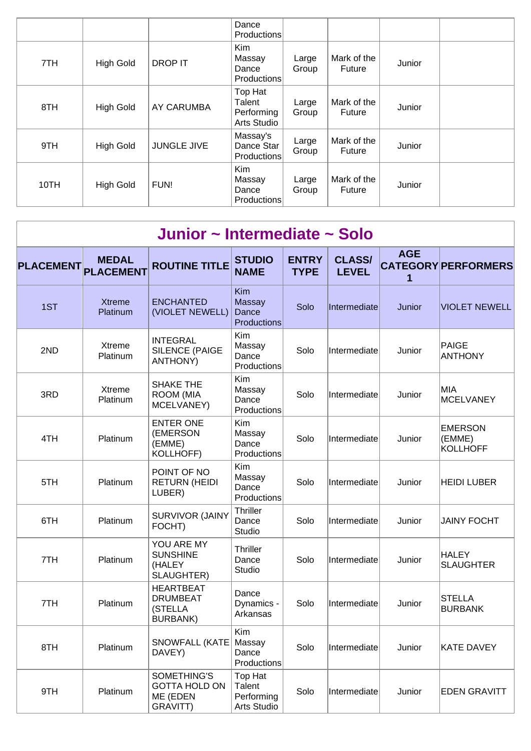| | | | Dance Productions | | | | |
|---|---|---|---|---|---|---|---|
| 7TH | High Gold | DROP IT | Kim Massay Dance Productions | Large Group | Mark of the Future | Junior | |
| 8TH | High Gold | AY CARUMBA | Top Hat Talent Performing Arts Studio | Large Group | Mark of the Future | Junior | |
| 9TH | High Gold | JUNGLE JIVE | Massay's Dance Star Productions | Large Group | Mark of the Future | Junior | |
| 10TH | High Gold | FUN! | Kim Massay Dance Productions | Large Group | Mark of the Future | Junior | |

## Junior ~ Intermediate ~ Solo

| PLACEMENT | MEDAL PLACEMENT | ROUTINE TITLE | STUDIO NAME | ENTRY TYPE | CLASS/ LEVEL | AGE CATEGORY 1 | PERFORMERS |
|---|---|---|---|---|---|---|---|
| 1ST | Xtreme Platinum | ENCHANTED (VIOLET NEWELL) | Kim Massay Dance Productions | Solo | Intermediate | Junior | VIOLET NEWELL |
| 2ND | Xtreme Platinum | INTEGRAL SILENCE (PAIGE ANTHONY) | Kim Massay Dance Productions | Solo | Intermediate | Junior | PAIGE ANTHONY |
| 3RD | Xtreme Platinum | SHAKE THE ROOM (MIA MCELVANEY) | Kim Massay Dance Productions | Solo | Intermediate | Junior | MIA MCELVANEY |
| 4TH | Platinum | ENTER ONE (EMERSON (EMME) KOLLHOFF) | Kim Massay Dance Productions | Solo | Intermediate | Junior | EMERSON (EMME) KOLLHOFF |
| 5TH | Platinum | POINT OF NO RETURN (HEIDI LUBER) | Kim Massay Dance Productions | Solo | Intermediate | Junior | HEIDI LUBER |
| 6TH | Platinum | SURVIVOR (JAINY FOCHT) | Thriller Dance Studio | Solo | Intermediate | Junior | JAINY FOCHT |
| 7TH | Platinum | YOU ARE MY SUNSHINE (HALEY SLAUGHTER) | Thriller Dance Studio | Solo | Intermediate | Junior | HALEY SLAUGHTER |
| 7TH | Platinum | HEARTBEAT DRUMBEAT (STELLA BURBANK) | Dance Dynamics - Arkansas | Solo | Intermediate | Junior | STELLA BURBANK |
| 8TH | Platinum | SNOWFALL (KATE DAVEY) | Kim Massay Dance Productions | Solo | Intermediate | Junior | KATE DAVEY |
| 9TH | Platinum | SOMETHING'S GOTTA HOLD ON ME (EDEN GRAVITT) | Top Hat Talent Performing Arts Studio | Solo | Intermediate | Junior | EDEN GRAVITT |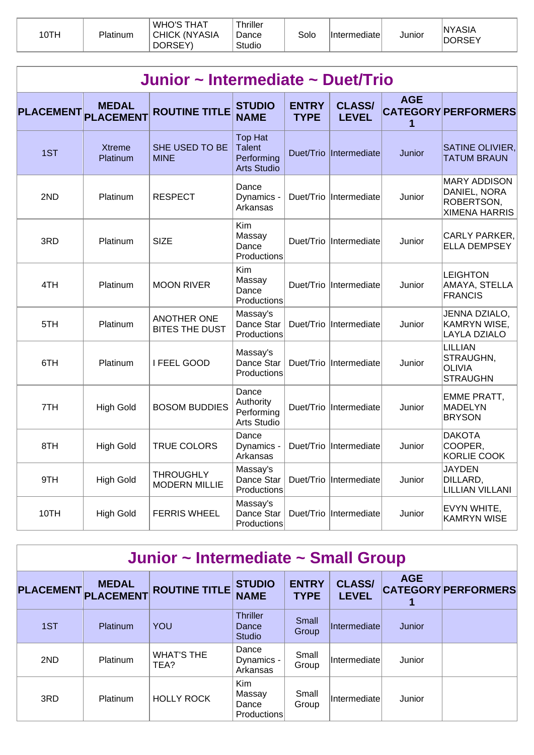| 10TH | Platinum | WHO'S THAT CHICK (NYASIA DORSEY) | Thriller Dance Studio | Solo | Intermediate | Junior | NYASIA DORSEY |
|---|---|---|---|---|---|---|---|

## Junior ~ Intermediate ~ Duet/Trio

| PLACEMENT | MEDAL PLACEMENT | ROUTINE TITLE | STUDIO NAME | ENTRY TYPE | CLASS/ LEVEL | AGE CATEGORY 1 | PERFORMERS |
|---|---|---|---|---|---|---|---|
| 1ST | Xtreme Platinum | SHE USED TO BE MINE | Top Hat Talent Performing Arts Studio | Duet/Trio | Intermediate | Junior | SATINE OLIVIER, TATUM BRAUN |
| 2ND | Platinum | RESPECT | Dance Dynamics - Arkansas | Duet/Trio | Intermediate | Junior | MARY ADDISON DANIEL, NORA ROBERTSON, XIMENA HARRIS |
| 3RD | Platinum | SIZE | Kim Massay Dance Productions | Duet/Trio | Intermediate | Junior | CARLY PARKER, ELLA DEMPSEY |
| 4TH | Platinum | MOON RIVER | Kim Massay Dance Productions | Duet/Trio | Intermediate | Junior | LEIGHTON AMAYA, STELLA FRANCIS |
| 5TH | Platinum | ANOTHER ONE BITES THE DUST | Massay's Dance Star Productions | Duet/Trio | Intermediate | Junior | JENNA DZIALO, KAMRYN WISE, LAYLA DZIALO |
| 6TH | Platinum | I FEEL GOOD | Massay's Dance Star Productions | Duet/Trio | Intermediate | Junior | LILLIAN STRAUGHN, OLIVIA STRAUGHN |
| 7TH | High Gold | BOSOM BUDDIES | Dance Authority Performing Arts Studio | Duet/Trio | Intermediate | Junior | EMME PRATT, MADELYN BRYSON |
| 8TH | High Gold | TRUE COLORS | Dance Dynamics - Arkansas | Duet/Trio | Intermediate | Junior | DAKOTA COOPER, KORLIE COOK |
| 9TH | High Gold | THROUGHLY MODERN MILLIE | Massay's Dance Star Productions | Duet/Trio | Intermediate | Junior | JAYDEN DILLARD, LILLIAN VILLANI |
| 10TH | High Gold | FERRIS WHEEL | Massay's Dance Star Productions | Duet/Trio | Intermediate | Junior | EVYN WHITE, KAMRYN WISE |

## Junior ~ Intermediate ~ Small Group

| PLACEMENT | MEDAL PLACEMENT | ROUTINE TITLE | STUDIO NAME | ENTRY TYPE | CLASS/ LEVEL | AGE CATEGORY 1 | PERFORMERS |
|---|---|---|---|---|---|---|---|
| 1ST | Platinum | YOU | Thriller Dance Studio | Small Group | Intermediate | Junior | |
| 2ND | Platinum | WHAT'S THE TEA? | Dance Dynamics - Arkansas | Small Group | Intermediate | Junior | |
| 3RD | Platinum | HOLLY ROCK | Kim Massay Dance Productions | Small Group | Intermediate | Junior | |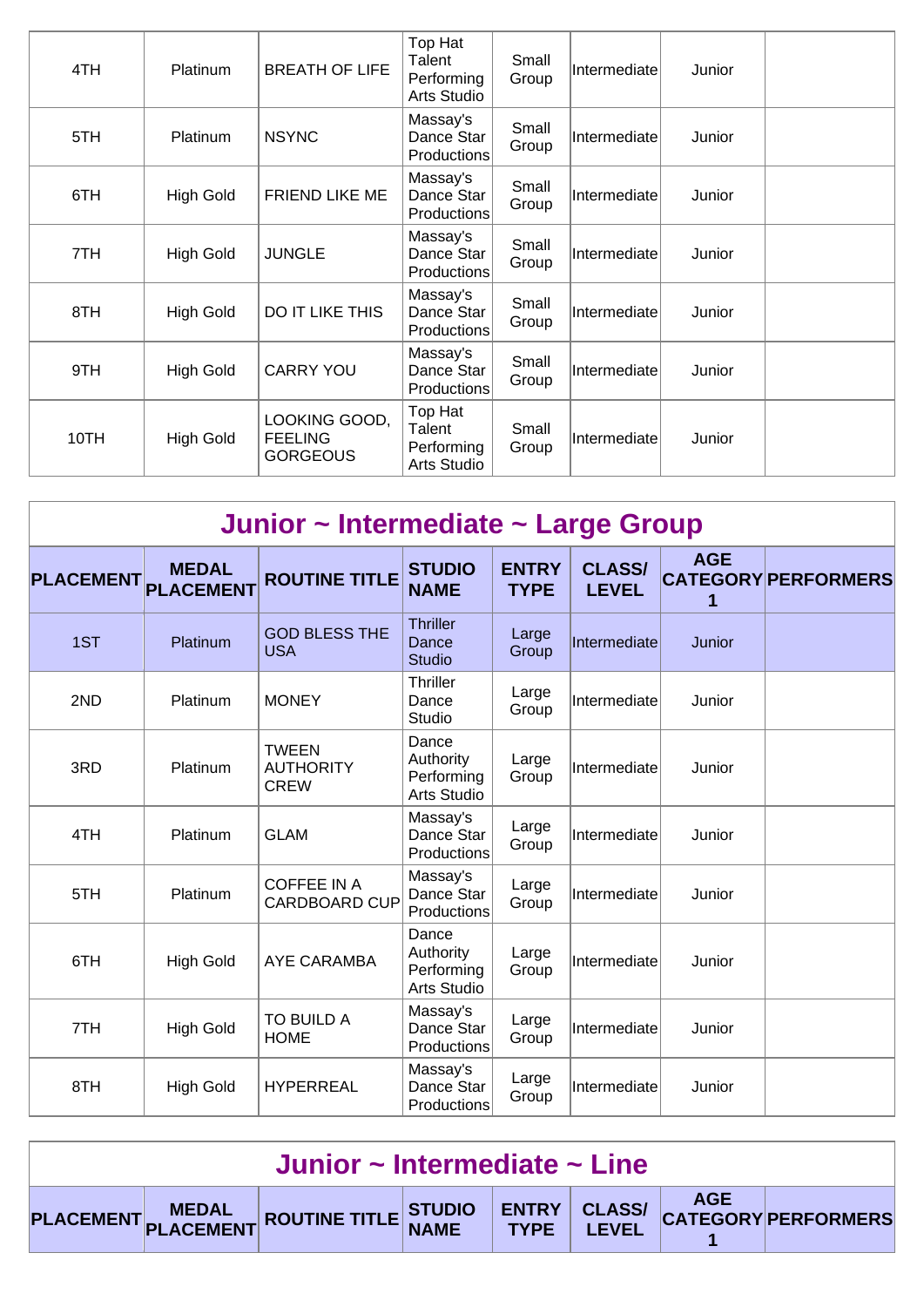| PLACEMENT | MEDAL PLACEMENT | ROUTINE TITLE | STUDIO NAME | ENTRY TYPE | CLASS/ LEVEL | AGE CATEGORY 1 | PERFORMERS |
|---|---|---|---|---|---|---|---|
| 4TH | Platinum | BREATH OF LIFE | Top Hat Talent Performing Arts Studio | Small Group | Intermediate | Junior | |
| 5TH | Platinum | NSYNC | Massay's Dance Star Productions | Small Group | Intermediate | Junior | |
| 6TH | High Gold | FRIEND LIKE ME | Massay's Dance Star Productions | Small Group | Intermediate | Junior | |
| 7TH | High Gold | JUNGLE | Massay's Dance Star Productions | Small Group | Intermediate | Junior | |
| 8TH | High Gold | DO IT LIKE THIS | Massay's Dance Star Productions | Small Group | Intermediate | Junior | |
| 9TH | High Gold | CARRY YOU | Massay's Dance Star Productions | Small Group | Intermediate | Junior | |
| 10TH | High Gold | LOOKING GOOD, FEELING GORGEOUS | Top Hat Talent Performing Arts Studio | Small Group | Intermediate | Junior | |

## Junior ~ Intermediate ~ Large Group

| PLACEMENT | MEDAL PLACEMENT | ROUTINE TITLE | STUDIO NAME | ENTRY TYPE | CLASS/ LEVEL | AGE CATEGORY 1 | PERFORMERS |
|---|---|---|---|---|---|---|---|
| 1ST | Platinum | GOD BLESS THE USA | Thriller Dance Studio | Large Group | Intermediate | Junior | |
| 2ND | Platinum | MONEY | Thriller Dance Studio | Large Group | Intermediate | Junior | |
| 3RD | Platinum | TWEEN AUTHORITY CREW | Dance Authority Performing Arts Studio | Large Group | Intermediate | Junior | |
| 4TH | Platinum | GLAM | Massay's Dance Star Productions | Large Group | Intermediate | Junior | |
| 5TH | Platinum | COFFEE IN A CARDBOARD CUP | Massay's Dance Star Productions | Large Group | Intermediate | Junior | |
| 6TH | High Gold | AYE CARAMBA | Dance Authority Performing Arts Studio | Large Group | Intermediate | Junior | |
| 7TH | High Gold | TO BUILD A HOME | Massay's Dance Star Productions | Large Group | Intermediate | Junior | |
| 8TH | High Gold | HYPERREAL | Massay's Dance Star Productions | Large Group | Intermediate | Junior | |

## Junior ~ Intermediate ~ Line

| PLACEMENT | MEDAL PLACEMENT | ROUTINE TITLE | STUDIO NAME | ENTRY TYPE | CLASS/ LEVEL | AGE CATEGORY 1 | PERFORMERS |
|---|---|---|---|---|---|---|---|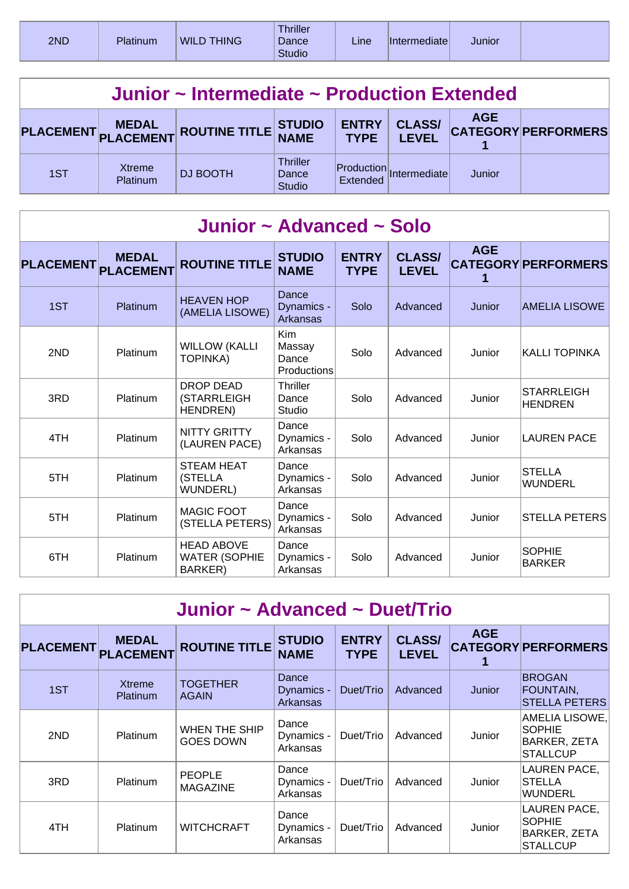| 2ND | Platinum | WILD THING | Thriller Dance Studio | Line | Intermediate | Junior | |
|---|---|---|---|---|---|---|---|

## Junior ~ Intermediate ~ Production Extended

| PLACEMENT | MEDAL PLACEMENT | ROUTINE TITLE | STUDIO NAME | ENTRY TYPE | CLASS/ LEVEL | AGE CATEGORY 1 | PERFORMERS |
|---|---|---|---|---|---|---|---|
| 1ST | Xtreme Platinum | DJ BOOTH | Thriller Dance Studio | Production Extended | Intermediate | Junior | |

## Junior ~ Advanced ~ Solo

| PLACEMENT | MEDAL PLACEMENT | ROUTINE TITLE | STUDIO NAME | ENTRY TYPE | CLASS/ LEVEL | AGE CATEGORY 1 | PERFORMERS |
|---|---|---|---|---|---|---|---|
| 1ST | Platinum | HEAVEN HOP (AMELIA LISOWE) | Dance Dynamics - Arkansas | Solo | Advanced | Junior | AMELIA LISOWE |
| 2ND | Platinum | WILLOW (KALLI TOPINKA) | Kim Massay Dance Productions | Solo | Advanced | Junior | KALLI TOPINKA |
| 3RD | Platinum | DROP DEAD (STARRLEIGH HENDREN) | Thriller Dance Studio | Solo | Advanced | Junior | STARRLEIGH HENDREN |
| 4TH | Platinum | NITTY GRITTY (LAUREN PACE) | Dance Dynamics - Arkansas | Solo | Advanced | Junior | LAUREN PACE |
| 5TH | Platinum | STEAM HEAT (STELLA WUNDERL) | Dance Dynamics - Arkansas | Solo | Advanced | Junior | STELLA WUNDERL |
| 5TH | Platinum | MAGIC FOOT (STELLA PETERS) | Dance Dynamics - Arkansas | Solo | Advanced | Junior | STELLA PETERS |
| 6TH | Platinum | HEAD ABOVE WATER (SOPHIE BARKER) | Dance Dynamics - Arkansas | Solo | Advanced | Junior | SOPHIE BARKER |

## Junior ~ Advanced ~ Duet/Trio

| PLACEMENT | MEDAL PLACEMENT | ROUTINE TITLE | STUDIO NAME | ENTRY TYPE | CLASS/ LEVEL | AGE CATEGORY 1 | PERFORMERS |
|---|---|---|---|---|---|---|---|
| 1ST | Xtreme Platinum | TOGETHER AGAIN | Dance Dynamics - Arkansas | Duet/Trio | Advanced | Junior | BROGAN FOUNTAIN, STELLA PETERS |
| 2ND | Platinum | WHEN THE SHIP GOES DOWN | Dance Dynamics - Arkansas | Duet/Trio | Advanced | Junior | AMELIA LISOWE, SOPHIE BARKER, ZETA STALLCUP |
| 3RD | Platinum | PEOPLE MAGAZINE | Dance Dynamics - Arkansas | Duet/Trio | Advanced | Junior | LAUREN PACE, STELLA WUNDERL |
| 4TH | Platinum | WITCHCRAFT | Dance Dynamics - Arkansas | Duet/Trio | Advanced | Junior | LAUREN PACE, SOPHIE BARKER, ZETA STALLCUP |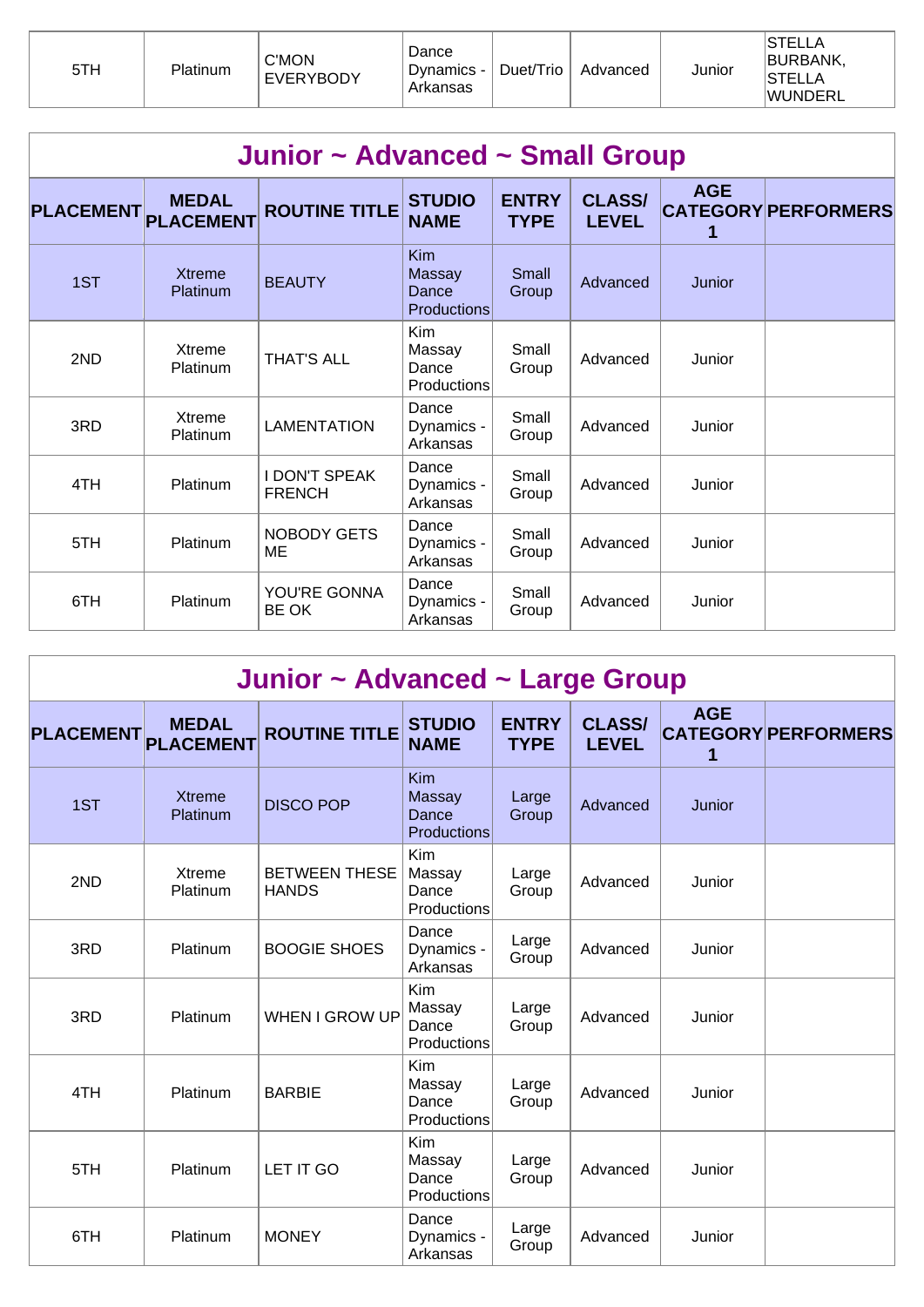| | | | | | | | |
|---|---|---|---|---|---|---|---|
| 5TH | Platinum | C'MON EVERYBODY | Dance Dynamics - Arkansas | Duet/Trio | Advanced | Junior | STELLA BURBANK, STELLA WUNDERL |

## Junior ~ Advanced ~ Small Group

| PLACEMENT | MEDAL PLACEMENT | ROUTINE TITLE | STUDIO NAME | ENTRY TYPE | CLASS/ LEVEL | AGE CATEGORY 1 | PERFORMERS |
|---|---|---|---|---|---|---|---|
| 1ST | Xtreme Platinum | BEAUTY | Kim Massay Dance Productions | Small Group | Advanced | Junior | |
| 2ND | Xtreme Platinum | THAT'S ALL | Kim Massay Dance Productions | Small Group | Advanced | Junior | |
| 3RD | Xtreme Platinum | LAMENTATION | Dance Dynamics - Arkansas | Small Group | Advanced | Junior | |
| 4TH | Platinum | I DON'T SPEAK FRENCH | Dance Dynamics - Arkansas | Small Group | Advanced | Junior | |
| 5TH | Platinum | NOBODY GETS ME | Dance Dynamics - Arkansas | Small Group | Advanced | Junior | |
| 6TH | Platinum | YOU'RE GONNA BE OK | Dance Dynamics - Arkansas | Small Group | Advanced | Junior | |

## Junior ~ Advanced ~ Large Group

| PLACEMENT | MEDAL PLACEMENT | ROUTINE TITLE | STUDIO NAME | ENTRY TYPE | CLASS/ LEVEL | AGE CATEGORY 1 | PERFORMERS |
|---|---|---|---|---|---|---|---|
| 1ST | Xtreme Platinum | DISCO POP | Kim Massay Dance Productions | Large Group | Advanced | Junior | |
| 2ND | Xtreme Platinum | BETWEEN THESE HANDS | Kim Massay Dance Productions | Large Group | Advanced | Junior | |
| 3RD | Platinum | BOOGIE SHOES | Dance Dynamics - Arkansas | Large Group | Advanced | Junior | |
| 3RD | Platinum | WHEN I GROW UP | Kim Massay Dance Productions | Large Group | Advanced | Junior | |
| 4TH | Platinum | BARBIE | Kim Massay Dance Productions | Large Group | Advanced | Junior | |
| 5TH | Platinum | LET IT GO | Kim Massay Dance Productions | Large Group | Advanced | Junior | |
| 6TH | Platinum | MONEY | Dance Dynamics - Arkansas | Large Group | Advanced | Junior | |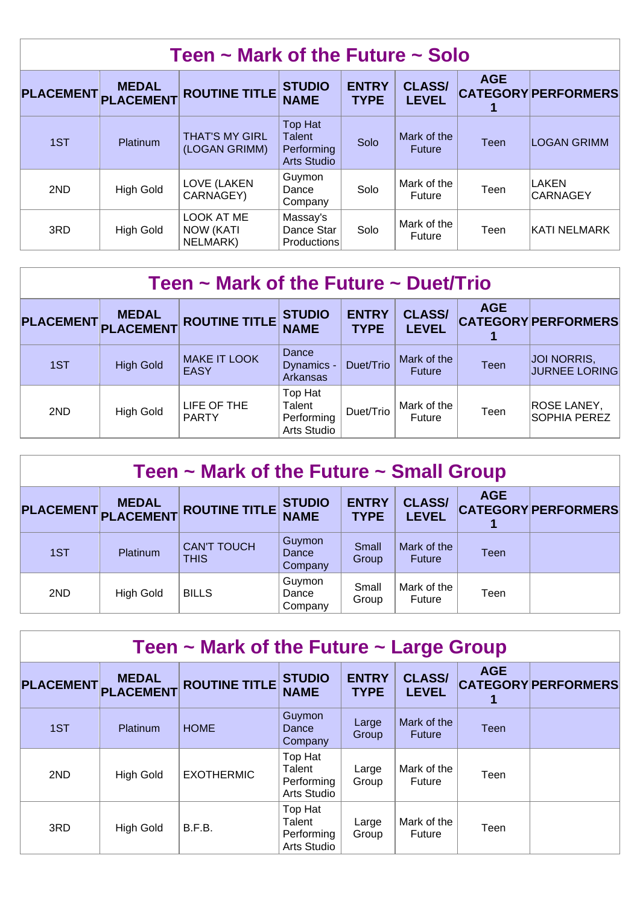## Teen ~ Mark of the Future ~ Solo

| PLACEMENT | MEDAL PLACEMENT | ROUTINE TITLE | STUDIO NAME | ENTRY TYPE | CLASS/ LEVEL | AGE CATEGORY 1 | PERFORMERS |
|---|---|---|---|---|---|---|---|
| 1ST | Platinum | THAT'S MY GIRL (LOGAN GRIMM) | Top Hat Talent Performing Arts Studio | Solo | Mark of the Future | Teen | LOGAN GRIMM |
| 2ND | High Gold | LOVE (LAKEN CARNAGEY) | Guymon Dance Company | Solo | Mark of the Future | Teen | LAKEN CARNAGEY |
| 3RD | High Gold | LOOK AT ME NOW (KATI NELMARK) | Massay's Dance Star Productions | Solo | Mark of the Future | Teen | KATI NELMARK |

## Teen ~ Mark of the Future ~ Duet/Trio

| PLACEMENT | MEDAL PLACEMENT | ROUTINE TITLE | STUDIO NAME | ENTRY TYPE | CLASS/ LEVEL | AGE CATEGORY 1 | PERFORMERS |
|---|---|---|---|---|---|---|---|
| 1ST | High Gold | MAKE IT LOOK EASY | Dance Dynamics - Arkansas | Duet/Trio | Mark of the Future | Teen | JOI NORRIS, JURNEE LORING |
| 2ND | High Gold | LIFE OF THE PARTY | Top Hat Talent Performing Arts Studio | Duet/Trio | Mark of the Future | Teen | ROSE LANEY, SOPHIA PEREZ |

## Teen ~ Mark of the Future ~ Small Group

| PLACEMENT | MEDAL PLACEMENT | ROUTINE TITLE | STUDIO NAME | ENTRY TYPE | CLASS/ LEVEL | AGE CATEGORY 1 | PERFORMERS |
|---|---|---|---|---|---|---|---|
| 1ST | Platinum | CAN'T TOUCH THIS | Guymon Dance Company | Small Group | Mark of the Future | Teen | |
| 2ND | High Gold | BILLS | Guymon Dance Company | Small Group | Mark of the Future | Teen | |

## Teen ~ Mark of the Future ~ Large Group

| PLACEMENT | MEDAL PLACEMENT | ROUTINE TITLE | STUDIO NAME | ENTRY TYPE | CLASS/ LEVEL | AGE CATEGORY 1 | PERFORMERS |
|---|---|---|---|---|---|---|---|
| 1ST | Platinum | HOME | Guymon Dance Company | Large Group | Mark of the Future | Teen | |
| 2ND | High Gold | EXOTHERMIC | Top Hat Talent Performing Arts Studio | Large Group | Mark of the Future | Teen | |
| 3RD | High Gold | B.F.B. | Top Hat Talent Performing Arts Studio | Large Group | Mark of the Future | Teen | |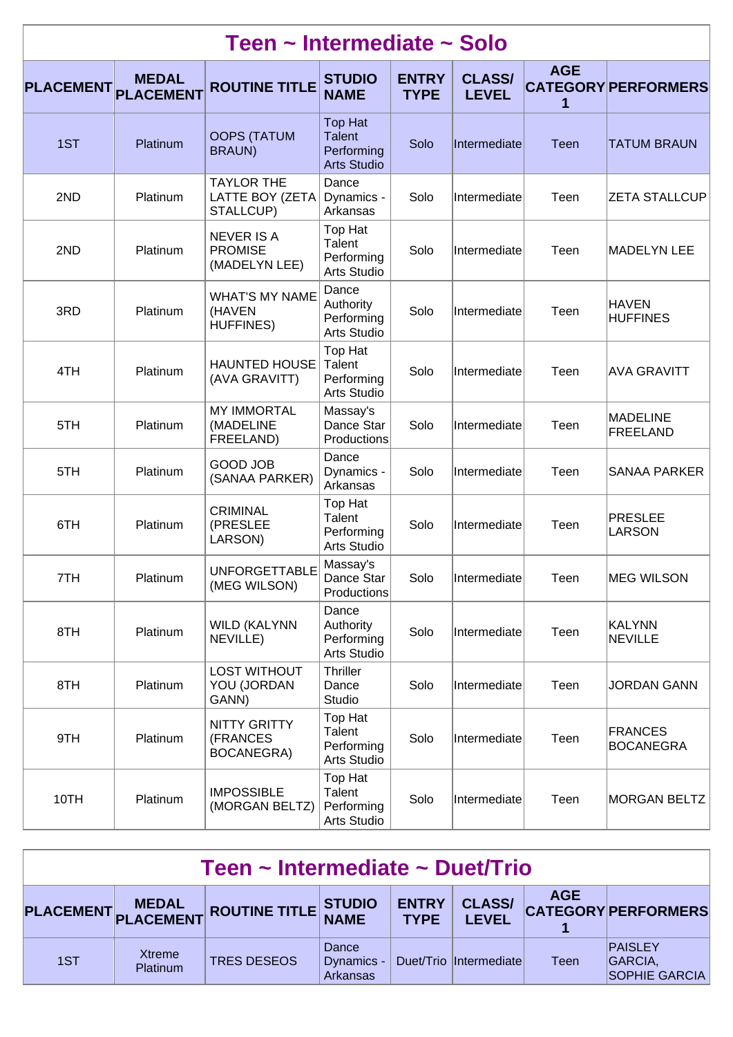## Teen ~ Intermediate ~ Solo

| PLACEMENT | MEDAL PLACEMENT | ROUTINE TITLE | STUDIO NAME | ENTRY TYPE | CLASS/ LEVEL | AGE CATEGORY 1 | PERFORMERS |
|---|---|---|---|---|---|---|---|
| 1ST | Platinum | OOPS (TATUM BRAUN) | Top Hat Talent Performing Arts Studio | Solo | Intermediate | Teen | TATUM BRAUN |
| 2ND | Platinum | TAYLOR THE LATTE BOY (ZETA STALLCUP) | Dance Dynamics - Arkansas | Solo | Intermediate | Teen | ZETA STALLCUP |
| 2ND | Platinum | NEVER IS A PROMISE (MADELYN LEE) | Top Hat Talent Performing Arts Studio | Solo | Intermediate | Teen | MADELYN LEE |
| 3RD | Platinum | WHAT'S MY NAME (HAVEN HUFFINES) | Dance Authority Performing Arts Studio | Solo | Intermediate | Teen | HAVEN HUFFINES |
| 4TH | Platinum | HAUNTED HOUSE (AVA GRAVITT) | Top Hat Talent Performing Arts Studio | Solo | Intermediate | Teen | AVA GRAVITT |
| 5TH | Platinum | MY IMMORTAL (MADELINE FREELAND) | Massay's Dance Star Productions | Solo | Intermediate | Teen | MADELINE FREELAND |
| 5TH | Platinum | GOOD JOB (SANAA PARKER) | Dance Dynamics - Arkansas | Solo | Intermediate | Teen | SANAA PARKER |
| 6TH | Platinum | CRIMINAL (PRESLEE LARSON) | Top Hat Talent Performing Arts Studio | Solo | Intermediate | Teen | PRESLEE LARSON |
| 7TH | Platinum | UNFORGETTABLE (MEG WILSON) | Massay's Dance Star Productions | Solo | Intermediate | Teen | MEG WILSON |
| 8TH | Platinum | WILD (KALYNN NEVILLE) | Dance Authority Performing Arts Studio | Solo | Intermediate | Teen | KALYNN NEVILLE |
| 8TH | Platinum | LOST WITHOUT YOU (JORDAN GANN) | Thriller Dance Studio | Solo | Intermediate | Teen | JORDAN GANN |
| 9TH | Platinum | NITTY GRITTY (FRANCES BOCANEGRA) | Top Hat Talent Performing Arts Studio | Solo | Intermediate | Teen | FRANCES BOCANEGRA |
| 10TH | Platinum | IMPOSSIBLE (MORGAN BELTZ) | Top Hat Talent Performing Arts Studio | Solo | Intermediate | Teen | MORGAN BELTZ |

## Teen ~ Intermediate ~ Duet/Trio

| PLACEMENT | MEDAL PLACEMENT | ROUTINE TITLE | STUDIO NAME | ENTRY TYPE | CLASS/ LEVEL | AGE CATEGORY 1 | PERFORMERS |
|---|---|---|---|---|---|---|---|
| 1ST | Xtreme Platinum | TRES DESEOS | Dance Dynamics - Arkansas | Duet/Trio | Intermediate | Teen | PAISLEY GARCIA, SOPHIE GARCIA |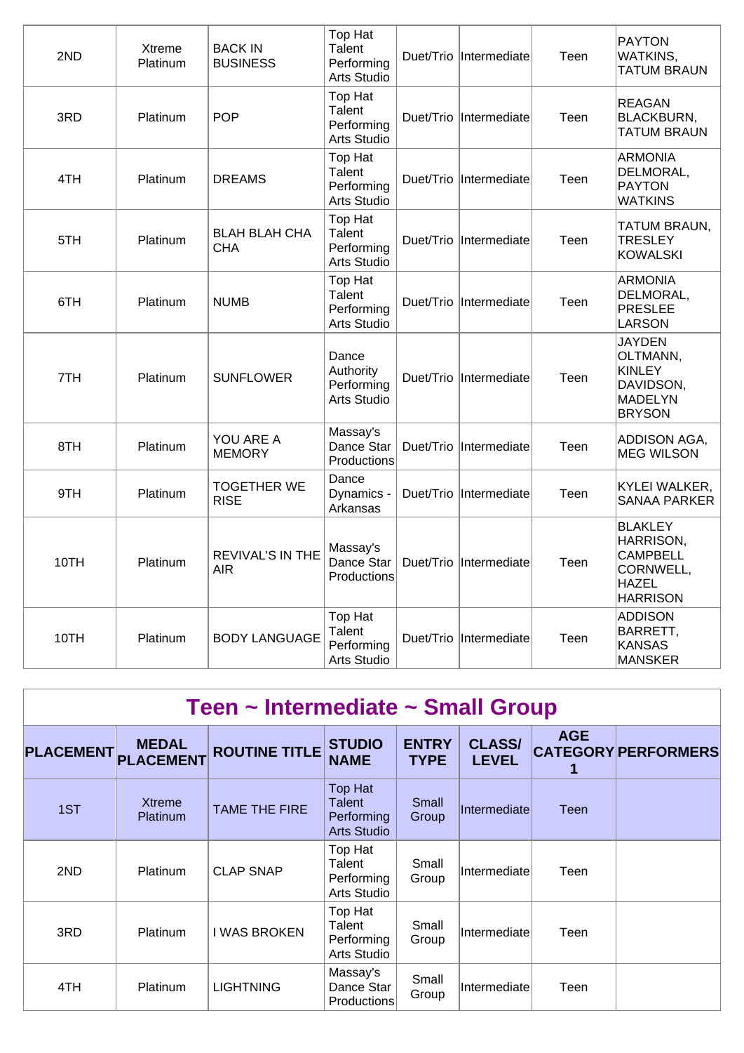| 2ND | Xtreme Platinum | BACK IN BUSINESS | Top Hat Talent Performing Arts Studio | Duet/Trio | Intermediate | Teen | PAYTON WATKINS, TATUM BRAUN |
|---|---|---|---|---|---|---|---|
| 3RD | Platinum | POP | Top Hat Talent Performing Arts Studio | Duet/Trio | Intermediate | Teen | REAGAN BLACKBURN, TATUM BRAUN |
| 4TH | Platinum | DREAMS | Top Hat Talent Performing Arts Studio | Duet/Trio | Intermediate | Teen | ARMONIA DELMORAL, PAYTON WATKINS |
| 5TH | Platinum | BLAH BLAH CHA CHA | Top Hat Talent Performing Arts Studio | Duet/Trio | Intermediate | Teen | TATUM BRAUN, TRESLEY KOWALSKI |
| 6TH | Platinum | NUMB | Top Hat Talent Performing Arts Studio | Duet/Trio | Intermediate | Teen | ARMONIA DELMORAL, PRESLEE LARSON |
| 7TH | Platinum | SUNFLOWER | Dance Authority Performing Arts Studio | Duet/Trio | Intermediate | Teen | JAYDEN OLTMANN, KINLEY DAVIDSON, MADELYN BRYSON |
| 8TH | Platinum | YOU ARE A MEMORY | Massay's Dance Star Productions | Duet/Trio | Intermediate | Teen | ADDISON AGA, MEG WILSON |
| 9TH | Platinum | TOGETHER WE RISE | Dance Dynamics - Arkansas | Duet/Trio | Intermediate | Teen | KYLEI WALKER, SANAA PARKER |
| 10TH | Platinum | REVIVAL'S IN THE AIR | Massay's Dance Star Productions | Duet/Trio | Intermediate | Teen | BLAKLEY HARRISON, CAMPBELL CORNWELL, HAZEL HARRISON |
| 10TH | Platinum | BODY LANGUAGE | Top Hat Talent Performing Arts Studio | Duet/Trio | Intermediate | Teen | ADDISON BARRETT, KANSAS MANSKER |

## Teen ~ Intermediate ~ Small Group

| PLACEMENT | MEDAL PLACEMENT | ROUTINE TITLE | STUDIO NAME | ENTRY TYPE | CLASS/ LEVEL | AGE CATEGORY 1 | PERFORMERS |
|---|---|---|---|---|---|---|---|
| 1ST | Xtreme Platinum | TAME THE FIRE | Top Hat Talent Performing Arts Studio | Small Group | Intermediate | Teen | |
| 2ND | Platinum | CLAP SNAP | Top Hat Talent Performing Arts Studio | Small Group | Intermediate | Teen | |
| 3RD | Platinum | I WAS BROKEN | Top Hat Talent Performing Arts Studio | Small Group | Intermediate | Teen | |
| 4TH | Platinum | LIGHTNING | Massay's Dance Star Productions | Small Group | Intermediate | Teen | |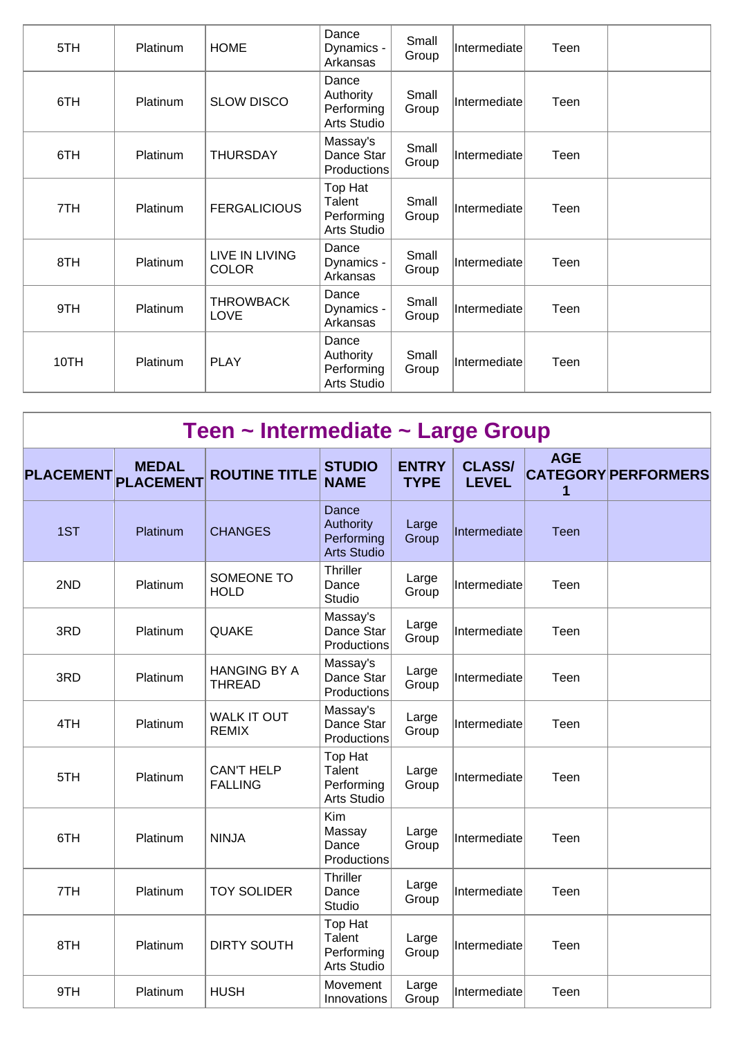| 5TH | Platinum | HOME | Dance Dynamics - Arkansas | Small Group | Intermediate | Teen | |
|---|---|---|---|---|---|---|---|
| 6TH | Platinum | SLOW DISCO | Dance Authority Performing Arts Studio | Small Group | Intermediate | Teen | |
| 6TH | Platinum | THURSDAY | Massay's Dance Star Productions | Small Group | Intermediate | Teen | |
| 7TH | Platinum | FERGALICIOUS | Top Hat Talent Performing Arts Studio | Small Group | Intermediate | Teen | |
| 8TH | Platinum | LIVE IN LIVING COLOR | Dance Dynamics - Arkansas | Small Group | Intermediate | Teen | |
| 9TH | Platinum | THROWBACK LOVE | Dance Dynamics - Arkansas | Small Group | Intermediate | Teen | |
| 10TH | Platinum | PLAY | Dance Authority Performing Arts Studio | Small Group | Intermediate | Teen | |

## Teen ~ Intermediate ~ Large Group

| PLACEMENT | MEDAL PLACEMENT | ROUTINE TITLE | STUDIO NAME | ENTRY TYPE | CLASS/ LEVEL | AGE CATEGORY 1 | PERFORMERS |
|---|---|---|---|---|---|---|---|
| 1ST | Platinum | CHANGES | Dance Authority Performing Arts Studio | Large Group | Intermediate | Teen | |
| 2ND | Platinum | SOMEONE TO HOLD | Thriller Dance Studio | Large Group | Intermediate | Teen | |
| 3RD | Platinum | QUAKE | Massay's Dance Star Productions | Large Group | Intermediate | Teen | |
| 3RD | Platinum | HANGING BY A THREAD | Massay's Dance Star Productions | Large Group | Intermediate | Teen | |
| 4TH | Platinum | WALK IT OUT REMIX | Massay's Dance Star Productions | Large Group | Intermediate | Teen | |
| 5TH | Platinum | CAN'T HELP FALLING | Top Hat Talent Performing Arts Studio | Large Group | Intermediate | Teen | |
| 6TH | Platinum | NINJA | Kim Massay Dance Productions | Large Group | Intermediate | Teen | |
| 7TH | Platinum | TOY SOLIDER | Thriller Dance Studio | Large Group | Intermediate | Teen | |
| 8TH | Platinum | DIRTY SOUTH | Top Hat Talent Performing Arts Studio | Large Group | Intermediate | Teen | |
| 9TH | Platinum | HUSH | Movement Innovations | Large Group | Intermediate | Teen | |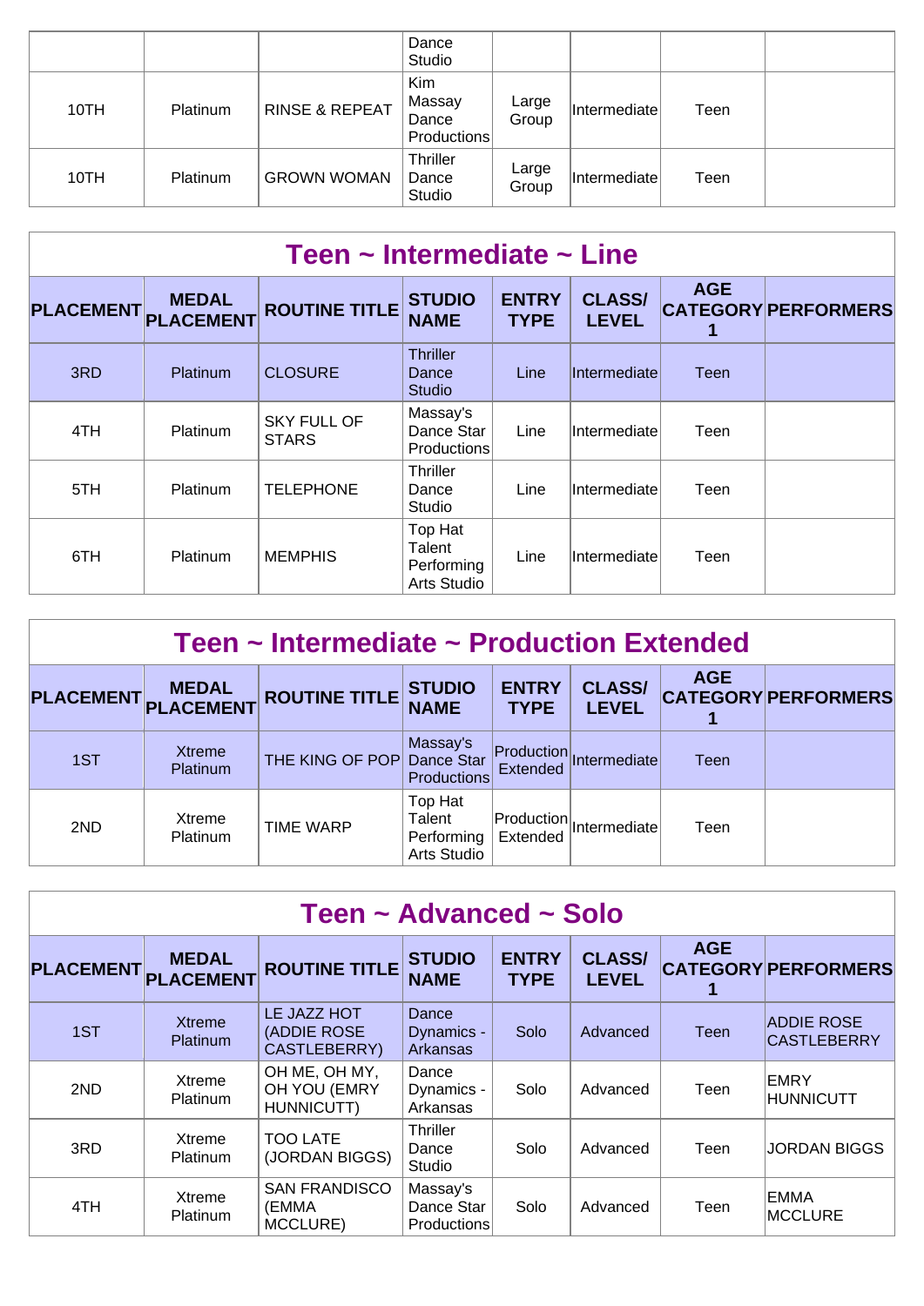| | | | Dance Studio | | | | |
|---|---|---|---|---|---|---|---|
| 10TH | Platinum | RINSE & REPEAT | Kim Massay Dance Productions | Large Group | Intermediate | Teen | |
| 10TH | Platinum | GROWN WOMAN | Thriller Dance Studio | Large Group | Intermediate | Teen | |

## Teen ~ Intermediate ~ Line

| PLACEMENT | MEDAL PLACEMENT | ROUTINE TITLE | STUDIO NAME | ENTRY TYPE | CLASS/ LEVEL | AGE CATEGORY 1 | PERFORMERS |
|---|---|---|---|---|---|---|---|
| 3RD | Platinum | CLOSURE | Thriller Dance Studio | Line | Intermediate | Teen | |
| 4TH | Platinum | SKY FULL OF STARS | Massay's Dance Star Productions | Line | Intermediate | Teen | |
| 5TH | Platinum | TELEPHONE | Thriller Dance Studio | Line | Intermediate | Teen | |
| 6TH | Platinum | MEMPHIS | Top Hat Talent Performing Arts Studio | Line | Intermediate | Teen | |

## Teen ~ Intermediate ~ Production Extended

| PLACEMENT | MEDAL PLACEMENT | ROUTINE TITLE | STUDIO NAME | ENTRY TYPE | CLASS/ LEVEL | AGE CATEGORY 1 | PERFORMERS |
|---|---|---|---|---|---|---|---|
| 1ST | Xtreme Platinum | THE KING OF POP | Massay's Dance Star Productions | Production Extended | Intermediate | Teen | |
| 2ND | Xtreme Platinum | TIME WARP | Top Hat Talent Performing Arts Studio | Production Extended | Intermediate | Teen | |

## Teen ~ Advanced ~ Solo

| PLACEMENT | MEDAL PLACEMENT | ROUTINE TITLE | STUDIO NAME | ENTRY TYPE | CLASS/ LEVEL | AGE CATEGORY 1 | PERFORMERS |
|---|---|---|---|---|---|---|---|
| 1ST | Xtreme Platinum | LE JAZZ HOT (ADDIE ROSE CASTLEBERRY) | Dance Dynamics - Arkansas | Solo | Advanced | Teen | ADDIE ROSE CASTLEBERRY |
| 2ND | Xtreme Platinum | OH ME, OH MY, OH YOU (EMRY HUNNICUTT) | Dance Dynamics - Arkansas | Solo | Advanced | Teen | EMRY HUNNICUTT |
| 3RD | Xtreme Platinum | TOO LATE (JORDAN BIGGS) | Thriller Dance Studio | Solo | Advanced | Teen | JORDAN BIGGS |
| 4TH | Xtreme Platinum | SAN FRANDISCO (EMMA MCCLURE) | Massay's Dance Star Productions | Solo | Advanced | Teen | EMMA MCCLURE |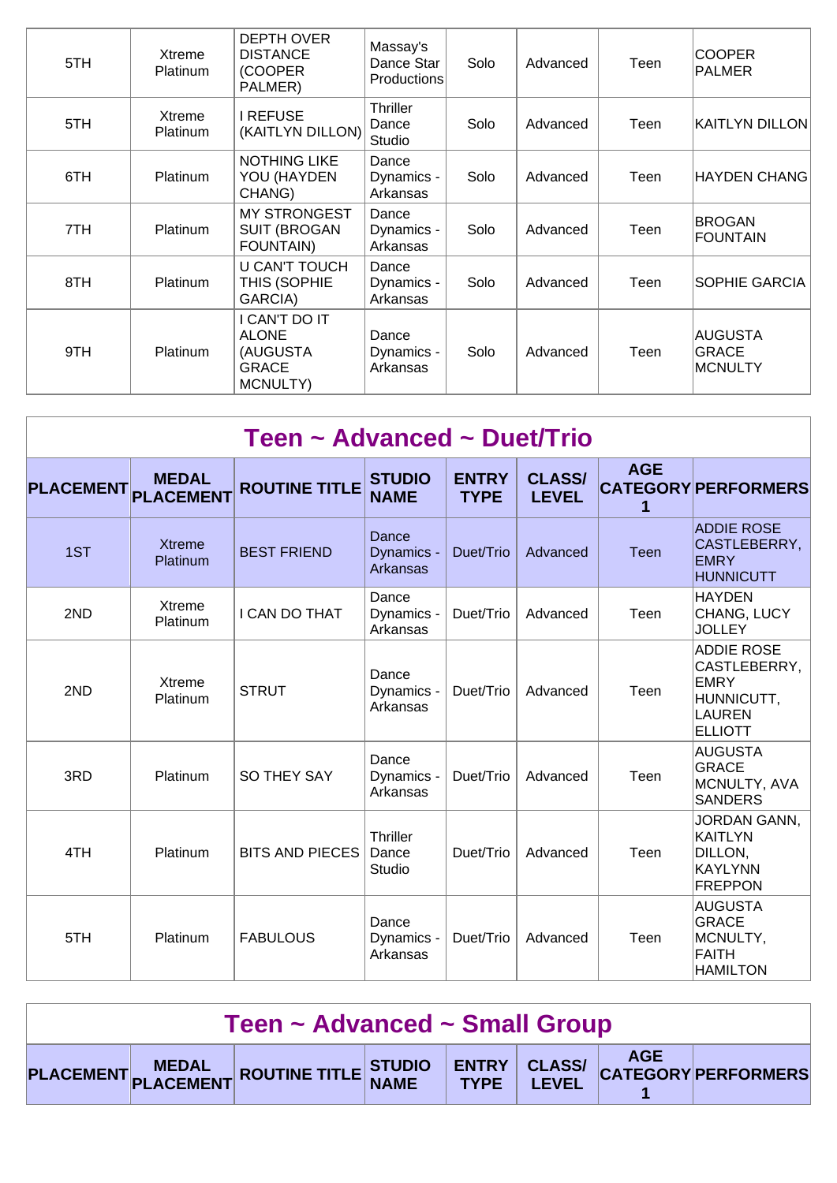| 5TH | Xtreme Platinum | DEPTH OVER DISTANCE (COOPER PALMER) | Massay's Dance Star Productions | Solo | Advanced | Teen | COOPER PALMER |
|---|---|---|---|---|---|---|---|
| 5TH | Xtreme Platinum | I REFUSE (KAITLYN DILLON) | Thriller Dance Studio | Solo | Advanced | Teen | KAITLYN DILLON |
| 6TH | Platinum | NOTHING LIKE YOU (HAYDEN CHANG) | Dance Dynamics - Arkansas | Solo | Advanced | Teen | HAYDEN CHANG |
| 7TH | Platinum | MY STRONGEST SUIT (BROGAN FOUNTAIN) | Dance Dynamics - Arkansas | Solo | Advanced | Teen | BROGAN FOUNTAIN |
| 8TH | Platinum | U CAN'T TOUCH THIS (SOPHIE GARCIA) | Dance Dynamics - Arkansas | Solo | Advanced | Teen | SOPHIE GARCIA |
| 9TH | Platinum | I CAN'T DO IT ALONE (AUGUSTA GRACE MCNULTY) | Dance Dynamics - Arkansas | Solo | Advanced | Teen | AUGUSTA GRACE MCNULTY |

## Teen ~ Advanced ~ Duet/Trio

| PLACEMENT | MEDAL PLACEMENT | ROUTINE TITLE | STUDIO NAME | ENTRY TYPE | CLASS/ LEVEL | AGE CATEGORY 1 | PERFORMERS |
|---|---|---|---|---|---|---|---|
| 1ST | Xtreme Platinum | BEST FRIEND | Dance Dynamics - Arkansas | Duet/Trio | Advanced | Teen | ADDIE ROSE CASTLEBERRY, EMRY HUNNICUTT |
| 2ND | Xtreme Platinum | I CAN DO THAT | Dance Dynamics - Arkansas | Duet/Trio | Advanced | Teen | HAYDEN CHANG, LUCY JOLLEY |
| 2ND | Xtreme Platinum | STRUT | Dance Dynamics - Arkansas | Duet/Trio | Advanced | Teen | ADDIE ROSE CASTLEBERRY, EMRY HUNNICUTT, LAUREN ELLIOTT |
| 3RD | Platinum | SO THEY SAY | Dance Dynamics - Arkansas | Duet/Trio | Advanced | Teen | AUGUSTA GRACE MCNULTY, AVA SANDERS |
| 4TH | Platinum | BITS AND PIECES | Thriller Dance Studio | Duet/Trio | Advanced | Teen | JORDAN GANN, KAITLYN DILLON, KAYLYNN FREPPON |
| 5TH | Platinum | FABULOUS | Dance Dynamics - Arkansas | Duet/Trio | Advanced | Teen | AUGUSTA GRACE MCNULTY, FAITH HAMILTON |

## Teen ~ Advanced ~ Small Group

| PLACEMENT | MEDAL PLACEMENT | ROUTINE TITLE | STUDIO NAME | ENTRY TYPE | CLASS/ LEVEL | AGE CATEGORY 1 | PERFORMERS |
|---|---|---|---|---|---|---|---|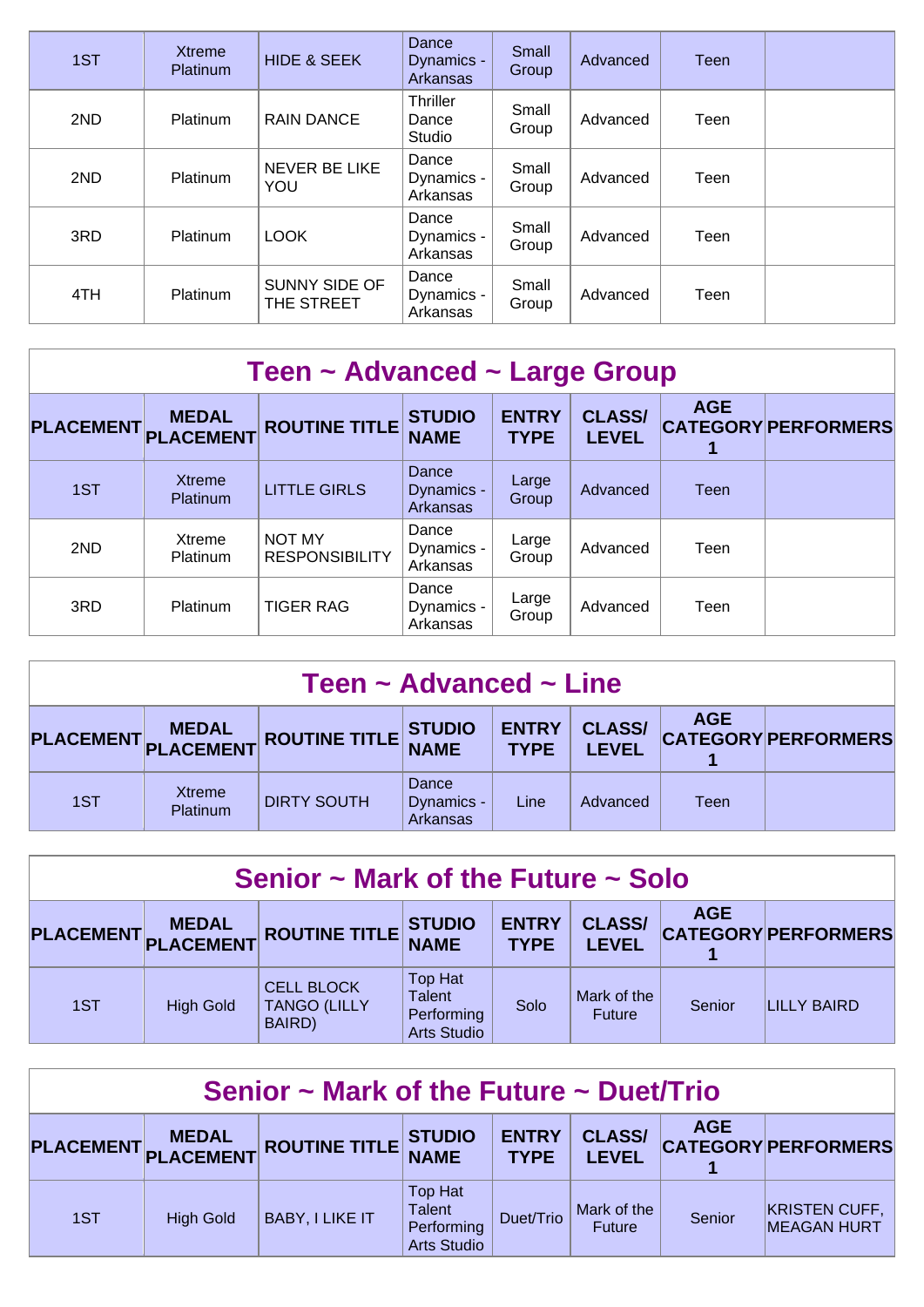| | | | | | | | |
|---|---|---|---|---|---|---|---|
| 1ST | Xtreme Platinum | HIDE & SEEK | Dance Dynamics - Arkansas | Small Group | Advanced | Teen | |
| 2ND | Platinum | RAIN DANCE | Thriller Dance Studio | Small Group | Advanced | Teen | |
| 2ND | Platinum | NEVER BE LIKE YOU | Dance Dynamics - Arkansas | Small Group | Advanced | Teen | |
| 3RD | Platinum | LOOK | Dance Dynamics - Arkansas | Small Group | Advanced | Teen | |
| 4TH | Platinum | SUNNY SIDE OF THE STREET | Dance Dynamics - Arkansas | Small Group | Advanced | Teen | |

## Teen ~ Advanced ~ Large Group

| PLACEMENT | MEDAL PLACEMENT | ROUTINE TITLE | STUDIO NAME | ENTRY TYPE | CLASS/ LEVEL | AGE CATEGORY 1 | PERFORMERS |
|---|---|---|---|---|---|---|---|
| 1ST | Xtreme Platinum | LITTLE GIRLS | Dance Dynamics - Arkansas | Large Group | Advanced | Teen | |
| 2ND | Xtreme Platinum | NOT MY RESPONSIBILITY | Dance Dynamics - Arkansas | Large Group | Advanced | Teen | |
| 3RD | Platinum | TIGER RAG | Dance Dynamics - Arkansas | Large Group | Advanced | Teen | |

## Teen ~ Advanced ~ Line

| PLACEMENT | MEDAL PLACEMENT | ROUTINE TITLE | STUDIO NAME | ENTRY TYPE | CLASS/ LEVEL | AGE CATEGORY 1 | PERFORMERS |
|---|---|---|---|---|---|---|---|
| 1ST | Xtreme Platinum | DIRTY SOUTH | Dance Dynamics - Arkansas | Line | Advanced | Teen | |

## Senior ~ Mark of the Future ~ Solo

| PLACEMENT | MEDAL PLACEMENT | ROUTINE TITLE | STUDIO NAME | ENTRY TYPE | CLASS/ LEVEL | AGE CATEGORY 1 | PERFORMERS |
|---|---|---|---|---|---|---|---|
| 1ST | High Gold | CELL BLOCK TANGO (LILLY BAIRD) | Top Hat Talent Performing Arts Studio | Solo | Mark of the Future | Senior | LILLY BAIRD |

## Senior ~ Mark of the Future ~ Duet/Trio

| PLACEMENT | MEDAL PLACEMENT | ROUTINE TITLE | STUDIO NAME | ENTRY TYPE | CLASS/ LEVEL | AGE CATEGORY 1 | PERFORMERS |
|---|---|---|---|---|---|---|---|
| 1ST | High Gold | BABY, I LIKE IT | Top Hat Talent Performing Arts Studio | Duet/Trio | Mark of the Future | Senior | KRISTEN CUFF, MEAGAN HURT |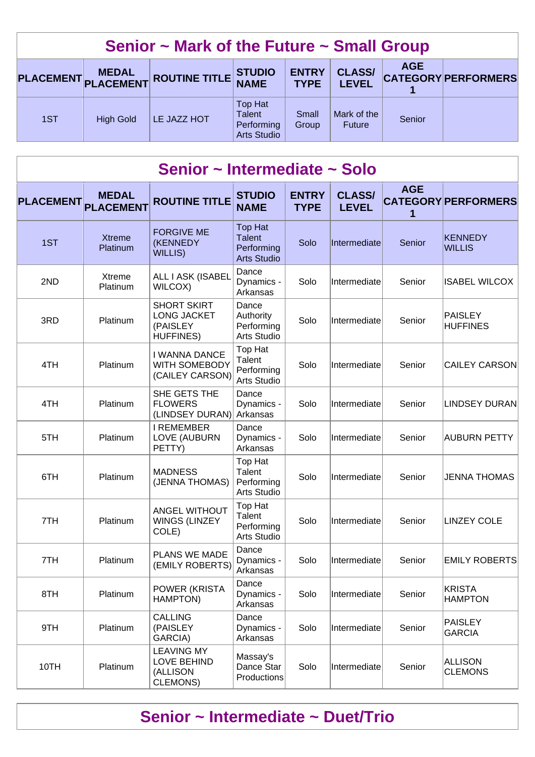## Senior ~ Mark of the Future ~ Small Group

| PLACEMENT | MEDAL PLACEMENT | ROUTINE TITLE | STUDIO NAME | ENTRY TYPE | CLASS/ LEVEL | AGE CATEGORY 1 | PERFORMERS |
|---|---|---|---|---|---|---|---|
| 1ST | High Gold | LE JAZZ HOT | Top Hat Talent Performing Arts Studio | Small Group | Mark of the Future | Senior | |

## Senior ~ Intermediate ~ Solo

| PLACEMENT | MEDAL PLACEMENT | ROUTINE TITLE | STUDIO NAME | ENTRY TYPE | CLASS/ LEVEL | AGE CATEGORY 1 | PERFORMERS |
|---|---|---|---|---|---|---|---|
| 1ST | Xtreme Platinum | FORGIVE ME (KENNEDY WILLIS) | Top Hat Talent Performing Arts Studio | Solo | Intermediate | Senior | KENNEDY WILLIS |
| 2ND | Xtreme Platinum | ALL I ASK (ISABEL WILCOX) | Dance Dynamics - Arkansas | Solo | Intermediate | Senior | ISABEL WILCOX |
| 3RD | Platinum | SHORT SKIRT LONG JACKET (PAISLEY HUFFINES) | Dance Authority Performing Arts Studio | Solo | Intermediate | Senior | PAISLEY HUFFINES |
| 4TH | Platinum | I WANNA DANCE WITH SOMEBODY (CAILEY CARSON) | Top Hat Talent Performing Arts Studio | Solo | Intermediate | Senior | CAILEY CARSON |
| 4TH | Platinum | SHE GETS THE FLOWERS (LINDSEY DURAN) | Dance Dynamics - Arkansas | Solo | Intermediate | Senior | LINDSEY DURAN |
| 5TH | Platinum | I REMEMBER LOVE (AUBURN PETTY) | Dance Dynamics - Arkansas | Solo | Intermediate | Senior | AUBURN PETTY |
| 6TH | Platinum | MADNESS (JENNA THOMAS) | Top Hat Talent Performing Arts Studio | Solo | Intermediate | Senior | JENNA THOMAS |
| 7TH | Platinum | ANGEL WITHOUT WINGS (LINZEY COLE) | Top Hat Talent Performing Arts Studio | Solo | Intermediate | Senior | LINZEY COLE |
| 7TH | Platinum | PLANS WE MADE (EMILY ROBERTS) | Dance Dynamics - Arkansas | Solo | Intermediate | Senior | EMILY ROBERTS |
| 8TH | Platinum | POWER (KRISTA HAMPTON) | Dance Dynamics - Arkansas | Solo | Intermediate | Senior | KRISTA HAMPTON |
| 9TH | Platinum | CALLING (PAISLEY GARCIA) | Dance Dynamics - Arkansas | Solo | Intermediate | Senior | PAISLEY GARCIA |
| 10TH | Platinum | LEAVING MY LOVE BEHIND (ALLISON CLEMONS) | Massay's Dance Star Productions | Solo | Intermediate | Senior | ALLISON CLEMONS |

## Senior ~ Intermediate ~ Duet/Trio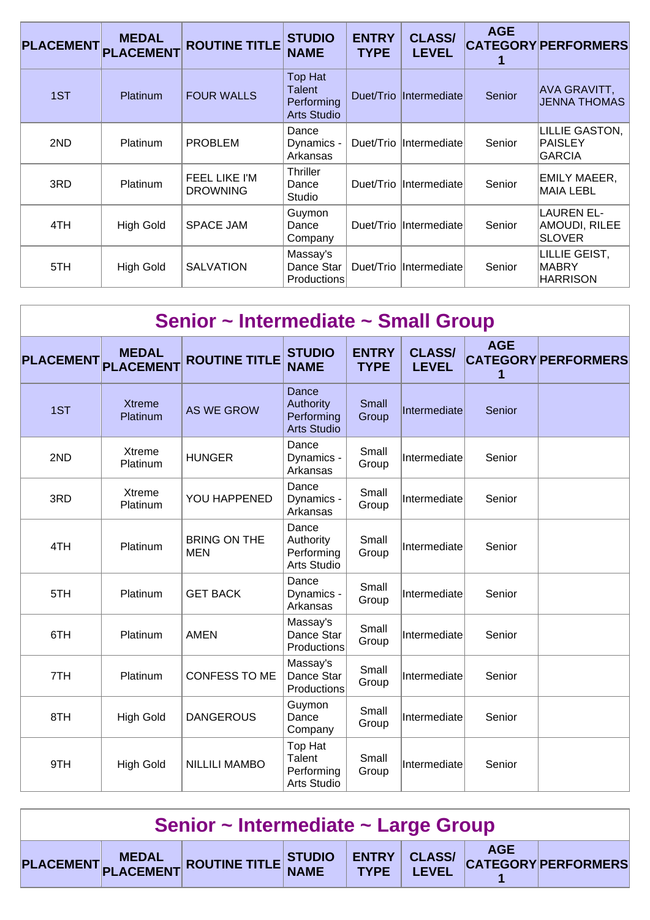| PLACEMENT | MEDAL PLACEMENT | ROUTINE TITLE | STUDIO NAME | ENTRY TYPE | CLASS/ LEVEL | AGE CATEGORY 1 | PERFORMERS |
|---|---|---|---|---|---|---|---|
| 1ST | Platinum | FOUR WALLS | Top Hat Talent Performing Arts Studio | Duet/Trio | Intermediate | Senior | AVA GRAVITT, JENNA THOMAS |
| 2ND | Platinum | PROBLEM | Dance Dynamics - Arkansas | Duet/Trio | Intermediate | Senior | LILLIE GASTON, PAISLEY GARCIA |
| 3RD | Platinum | FEEL LIKE I'M DROWNING | Thriller Dance Studio | Duet/Trio | Intermediate | Senior | EMILY MAEER, MAIA LEBL |
| 4TH | High Gold | SPACE JAM | Guymon Dance Company | Duet/Trio | Intermediate | Senior | LAUREN EL-AMOUDI, RILEE SLOVER |
| 5TH | High Gold | SALVATION | Massay's Dance Star Productions | Duet/Trio | Intermediate | Senior | LILLIE GEIST, MABRY HARRISON |

## Senior ~ Intermediate ~ Small Group

| PLACEMENT | MEDAL PLACEMENT | ROUTINE TITLE | STUDIO NAME | ENTRY TYPE | CLASS/ LEVEL | AGE CATEGORY 1 | PERFORMERS |
|---|---|---|---|---|---|---|---|
| 1ST | Xtreme Platinum | AS WE GROW | Dance Authority Performing Arts Studio | Small Group | Intermediate | Senior | |
| 2ND | Xtreme Platinum | HUNGER | Dance Dynamics - Arkansas | Small Group | Intermediate | Senior | |
| 3RD | Xtreme Platinum | YOU HAPPENED | Dance Dynamics - Arkansas | Small Group | Intermediate | Senior | |
| 4TH | Platinum | BRING ON THE MEN | Dance Authority Performing Arts Studio | Small Group | Intermediate | Senior | |
| 5TH | Platinum | GET BACK | Dance Dynamics - Arkansas | Small Group | Intermediate | Senior | |
| 6TH | Platinum | AMEN | Massay's Dance Star Productions | Small Group | Intermediate | Senior | |
| 7TH | Platinum | CONFESS TO ME | Massay's Dance Star Productions | Small Group | Intermediate | Senior | |
| 8TH | High Gold | DANGEROUS | Guymon Dance Company | Small Group | Intermediate | Senior | |
| 9TH | High Gold | NILLILI MAMBO | Top Hat Talent Performing Arts Studio | Small Group | Intermediate | Senior | |

## Senior ~ Intermediate ~ Large Group

| PLACEMENT | MEDAL PLACEMENT | ROUTINE TITLE | STUDIO NAME | ENTRY TYPE | CLASS/ LEVEL | AGE CATEGORY 1 | PERFORMERS |
|---|---|---|---|---|---|---|---|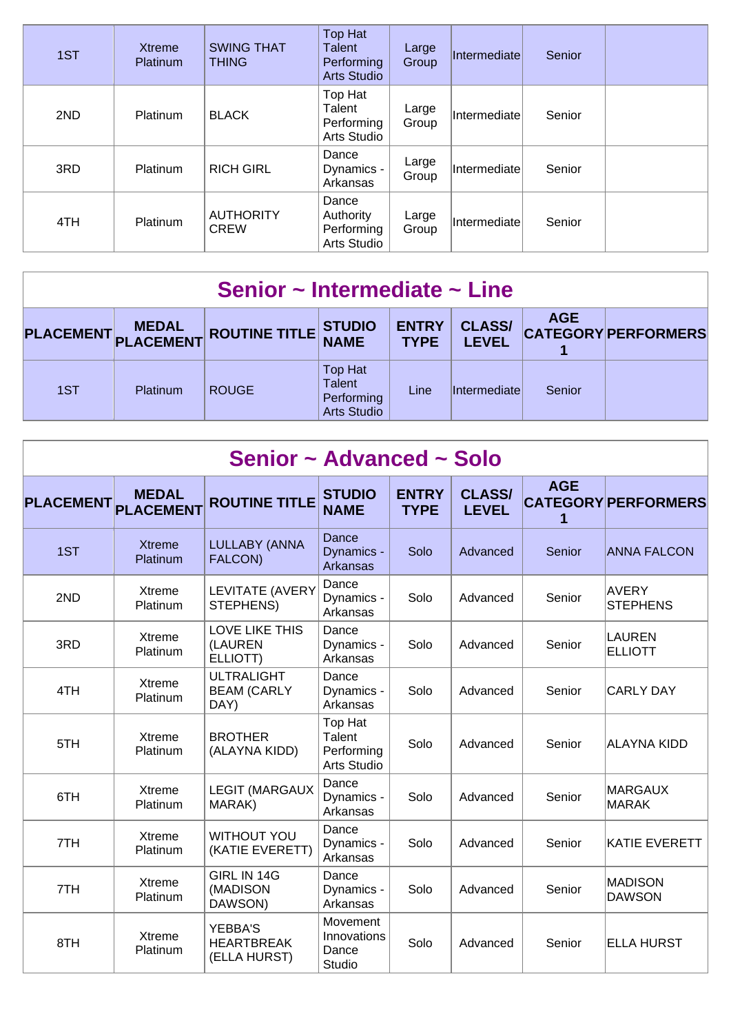| 1ST | Xtreme Platinum | SWING THAT THING | Top Hat Talent Performing Arts Studio | Large Group | Intermediate | Senior | |
|---|---|---|---|---|---|---|---|
| 2ND | Platinum | BLACK | Top Hat Talent Performing Arts Studio | Large Group | Intermediate | Senior | |
| 3RD | Platinum | RICH GIRL | Dance Dynamics - Arkansas | Large Group | Intermediate | Senior | |
| 4TH | Platinum | AUTHORITY CREW | Dance Authority Performing Arts Studio | Large Group | Intermediate | Senior | |

## Senior ~ Intermediate ~ Line

| PLACEMENT | MEDAL PLACEMENT | ROUTINE TITLE | STUDIO NAME | ENTRY TYPE | CLASS/ LEVEL | AGE CATEGORY 1 | PERFORMERS |
|---|---|---|---|---|---|---|---|
| 1ST | Platinum | ROUGE | Top Hat Talent Performing Arts Studio | Line | Intermediate | Senior | |

## Senior ~ Advanced ~ Solo

| PLACEMENT | MEDAL PLACEMENT | ROUTINE TITLE | STUDIO NAME | ENTRY TYPE | CLASS/ LEVEL | AGE CATEGORY 1 | PERFORMERS |
|---|---|---|---|---|---|---|---|
| 1ST | Xtreme Platinum | LULLABY (ANNA FALCON) | Dance Dynamics - Arkansas | Solo | Advanced | Senior | ANNA FALCON |
| 2ND | Xtreme Platinum | LEVITATE (AVERY STEPHENS) | Dance Dynamics - Arkansas | Solo | Advanced | Senior | AVERY STEPHENS |
| 3RD | Xtreme Platinum | LOVE LIKE THIS (LAUREN ELLIOTT) | Dance Dynamics - Arkansas | Solo | Advanced | Senior | LAUREN ELLIOTT |
| 4TH | Xtreme Platinum | ULTRALIGHT BEAM (CARLY DAY) | Dance Dynamics - Arkansas | Solo | Advanced | Senior | CARLY DAY |
| 5TH | Xtreme Platinum | BROTHER (ALAYNA KIDD) | Top Hat Talent Performing Arts Studio | Solo | Advanced | Senior | ALAYNA KIDD |
| 6TH | Xtreme Platinum | LEGIT (MARGAUX MARAK) | Dance Dynamics - Arkansas | Solo | Advanced | Senior | MARGAUX MARAK |
| 7TH | Xtreme Platinum | WITHOUT YOU (KATIE EVERETT) | Dance Dynamics - Arkansas | Solo | Advanced | Senior | KATIE EVERETT |
| 7TH | Xtreme Platinum | GIRL IN 14G (MADISON DAWSON) | Dance Dynamics - Arkansas | Solo | Advanced | Senior | MADISON DAWSON |
| 8TH | Xtreme Platinum | YEBBA'S HEARTBREAK (ELLA HURST) | Movement Innovations Dance Studio | Solo | Advanced | Senior | ELLA HURST |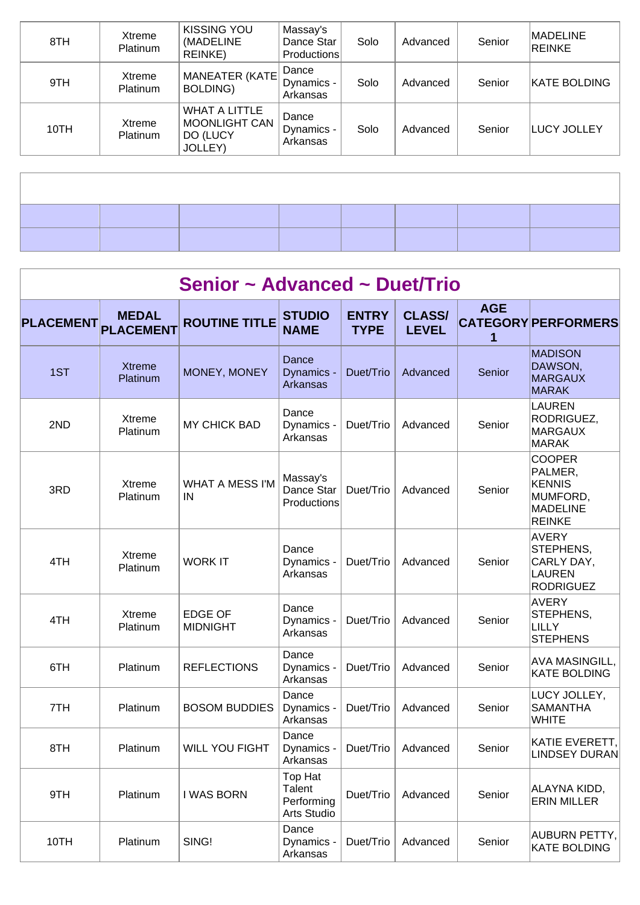| | | | | | | | |
|---|---|---|---|---|---|---|---|
| 8TH | Xtreme Platinum | KISSING YOU (MADELINE REINKE) | Massay's Dance Star Productions | Solo | Advanced | Senior | MADELINE REINKE |
| 9TH | Xtreme Platinum | MANEATER (KATE BOLDING) | Dance Dynamics - Arkansas | Solo | Advanced | Senior | KATE BOLDING |
| 10TH | Xtreme Platinum | WHAT A LITTLE MOONLIGHT CAN DO (LUCY JOLLEY) | Dance Dynamics - Arkansas | Solo | Advanced | Senior | LUCY JOLLEY |

## Senior ~ Advanced ~ Duet/Trio

| PLACEMENT | MEDAL PLACEMENT | ROUTINE TITLE | STUDIO NAME | ENTRY TYPE | CLASS/ LEVEL | AGE CATEGORY 1 | PERFORMERS |
|---|---|---|---|---|---|---|---|
| 1ST | Xtreme Platinum | MONEY, MONEY | Dance Dynamics - Arkansas | Duet/Trio | Advanced | Senior | MADISON DAWSON, MARGAUX MARAK |
| 2ND | Xtreme Platinum | MY CHICK BAD | Dance Dynamics - Arkansas | Duet/Trio | Advanced | Senior | LAUREN RODRIGUEZ, MARGAUX MARAK |
| 3RD | Xtreme Platinum | WHAT A MESS I'M IN | Massay's Dance Star Productions | Duet/Trio | Advanced | Senior | COOPER PALMER, KENNIS MUMFORD, MADELINE REINKE |
| 4TH | Xtreme Platinum | WORK IT | Dance Dynamics - Arkansas | Duet/Trio | Advanced | Senior | AVERY STEPHENS, CARLY DAY, LAUREN RODRIGUEZ |
| 4TH | Xtreme Platinum | EDGE OF MIDNIGHT | Dance Dynamics - Arkansas | Duet/Trio | Advanced | Senior | AVERY STEPHENS, LILLY STEPHENS |
| 6TH | Platinum | REFLECTIONS | Dance Dynamics - Arkansas | Duet/Trio | Advanced | Senior | AVA MASINGILL, KATE BOLDING |
| 7TH | Platinum | BOSOM BUDDIES | Dance Dynamics - Arkansas | Duet/Trio | Advanced | Senior | LUCY JOLLEY, SAMANTHA WHITE |
| 8TH | Platinum | WILL YOU FIGHT | Dance Dynamics - Arkansas | Duet/Trio | Advanced | Senior | KATIE EVERETT, LINDSEY DURAN |
| 9TH | Platinum | I WAS BORN | Top Hat Talent Performing Arts Studio | Duet/Trio | Advanced | Senior | ALAYNA KIDD, ERIN MILLER |
| 10TH | Platinum | SING! | Dance Dynamics - Arkansas | Duet/Trio | Advanced | Senior | AUBURN PETTY, KATE BOLDING |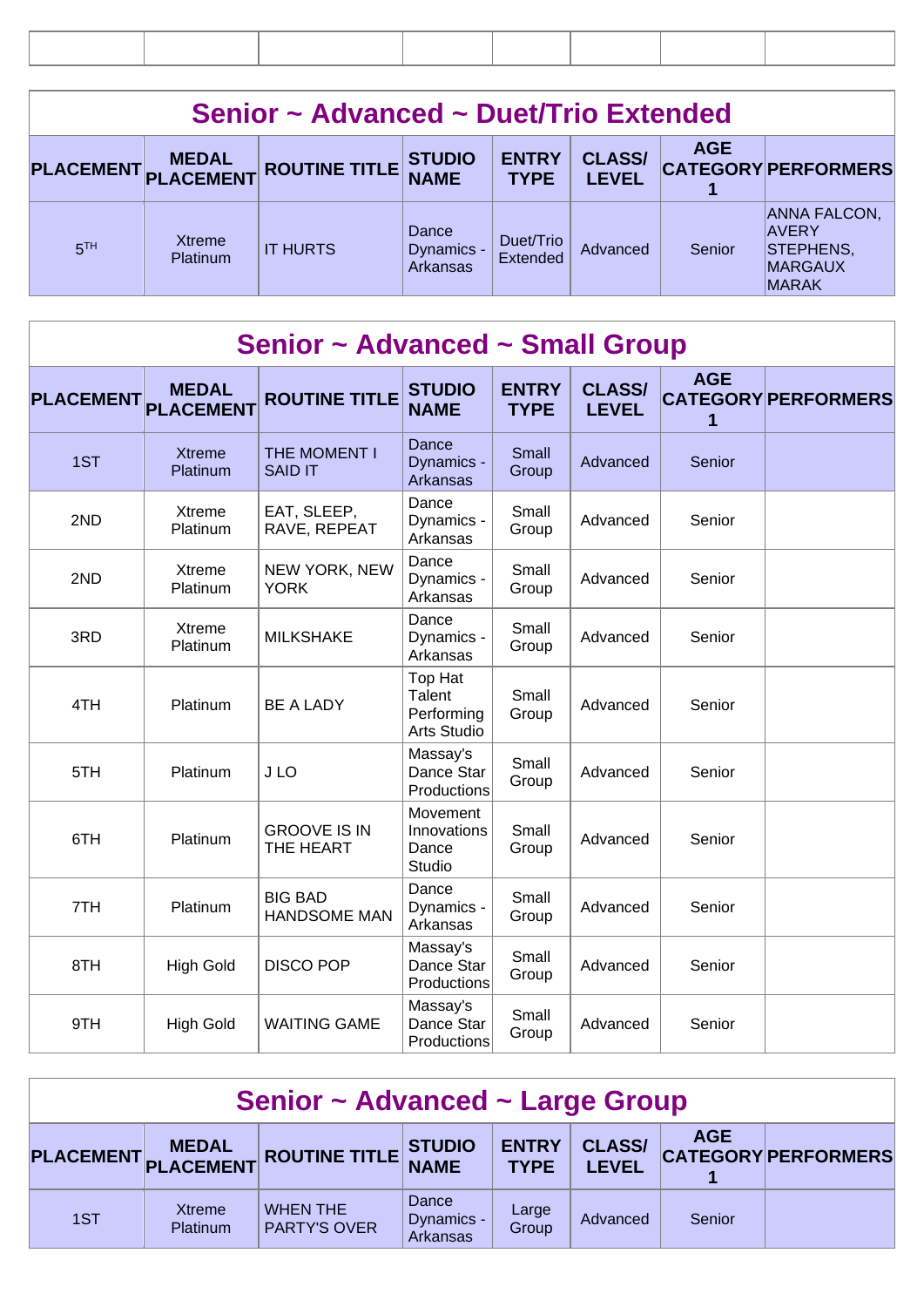| | | | | | | | |
|---|---|---|---|---|---|---|---|

## Senior ~ Advanced ~ Duet/Trio Extended

| PLACEMENT | MEDAL PLACEMENT | ROUTINE TITLE | STUDIO NAME | ENTRY TYPE | CLASS/ LEVEL | AGE CATEGORY 1 | PERFORMERS |
|---|---|---|---|---|---|---|---|
| 5TH | Xtreme Platinum | IT HURTS | Dance Dynamics - Arkansas | Duet/Trio Extended | Advanced | Senior | ANNA FALCON, AVERY STEPHENS, MARGAUX MARAK |

## Senior ~ Advanced ~ Small Group

| PLACEMENT | MEDAL PLACEMENT | ROUTINE TITLE | STUDIO NAME | ENTRY TYPE | CLASS/ LEVEL | AGE CATEGORY 1 | PERFORMERS |
|---|---|---|---|---|---|---|---|
| 1ST | Xtreme Platinum | THE MOMENT I SAID IT | Dance Dynamics - Arkansas | Small Group | Advanced | Senior | |
| 2ND | Xtreme Platinum | EAT, SLEEP, RAVE, REPEAT | Dance Dynamics - Arkansas | Small Group | Advanced | Senior | |
| 2ND | Xtreme Platinum | NEW YORK, NEW YORK | Dance Dynamics - Arkansas | Small Group | Advanced | Senior | |
| 3RD | Xtreme Platinum | MILKSHAKE | Dance Dynamics - Arkansas | Small Group | Advanced | Senior | |
| 4TH | Platinum | BE A LADY | Top Hat Talent Performing Arts Studio | Small Group | Advanced | Senior | |
| 5TH | Platinum | J LO | Massay's Dance Star Productions | Small Group | Advanced | Senior | |
| 6TH | Platinum | GROOVE IS IN THE HEART | Movement Innovations Dance Studio | Small Group | Advanced | Senior | |
| 7TH | Platinum | BIG BAD HANDSOME MAN | Dance Dynamics - Arkansas | Small Group | Advanced | Senior | |
| 8TH | High Gold | DISCO POP | Massay's Dance Star Productions | Small Group | Advanced | Senior | |
| 9TH | High Gold | WAITING GAME | Massay's Dance Star Productions | Small Group | Advanced | Senior | |

## Senior ~ Advanced ~ Large Group

| PLACEMENT | MEDAL PLACEMENT | ROUTINE TITLE | STUDIO NAME | ENTRY TYPE | CLASS/ LEVEL | AGE CATEGORY 1 | PERFORMERS |
|---|---|---|---|---|---|---|---|
| 1ST | Xtreme Platinum | WHEN THE PARTY'S OVER | Dance Dynamics - Arkansas | Large Group | Advanced | Senior | |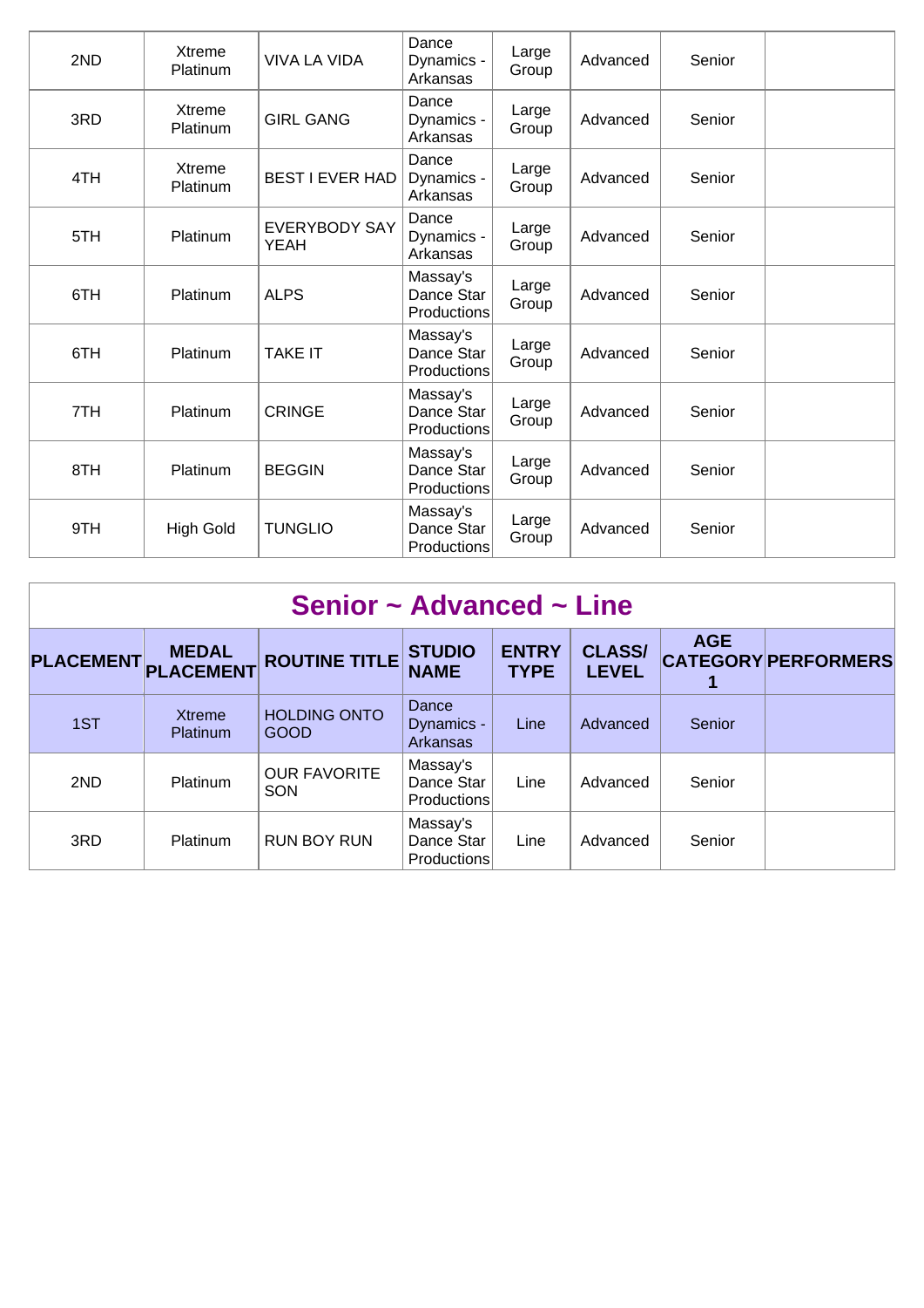| 2ND | Xtreme Platinum | VIVA LA VIDA | Dance Dynamics - Arkansas | Large Group | Advanced | Senior | |
|---|---|---|---|---|---|---|---|
| 3RD | Xtreme Platinum | GIRL GANG | Dance Dynamics - Arkansas | Large Group | Advanced | Senior | |
| 4TH | Xtreme Platinum | BEST I EVER HAD | Dance Dynamics - Arkansas | Large Group | Advanced | Senior | |
| 5TH | Platinum | EVERYBODY SAY YEAH | Dance Dynamics - Arkansas | Large Group | Advanced | Senior | |
| 6TH | Platinum | ALPS | Massay's Dance Star Productions | Large Group | Advanced | Senior | |
| 6TH | Platinum | TAKE IT | Massay's Dance Star Productions | Large Group | Advanced | Senior | |
| 7TH | Platinum | CRINGE | Massay's Dance Star Productions | Large Group | Advanced | Senior | |
| 8TH | Platinum | BEGGIN | Massay's Dance Star Productions | Large Group | Advanced | Senior | |
| 9TH | High Gold | TUNGLIO | Massay's Dance Star Productions | Large Group | Advanced | Senior | |

## Senior ~ Advanced ~ Line

| PLACEMENT | MEDAL PLACEMENT | ROUTINE TITLE | STUDIO NAME | ENTRY TYPE | CLASS/ LEVEL | AGE CATEGORY 1 | PERFORMERS |
|---|---|---|---|---|---|---|---|
| 1ST | Xtreme Platinum | HOLDING ONTO GOOD | Dance Dynamics - Arkansas | Line | Advanced | Senior | |
| 2ND | Platinum | OUR FAVORITE SON | Massay's Dance Star Productions | Line | Advanced | Senior | |
| 3RD | Platinum | RUN BOY RUN | Massay's Dance Star Productions | Line | Advanced | Senior | |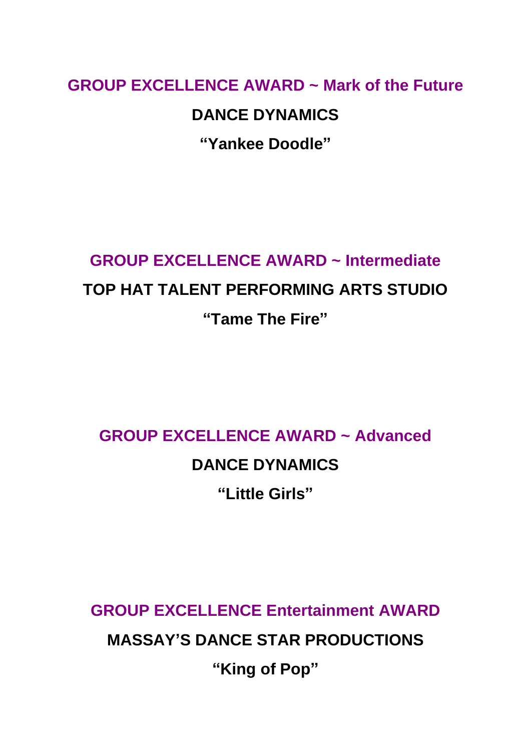## GROUP EXCELLENCE AWARD ~ Mark of the Future

**DANCE DYNAMICS**

**"Yankee Doodle"**

## GROUP EXCELLENCE AWARD ~ Intermediate

**TOP HAT TALENT PERFORMING ARTS STUDIO**

**"Tame The Fire"**

## GROUP EXCELLENCE AWARD ~ Advanced

**DANCE DYNAMICS**

**"Little Girls"**

## GROUP EXCELLENCE Entertainment AWARD

**MASSAY'S DANCE STAR PRODUCTIONS**

**"King of Pop"**